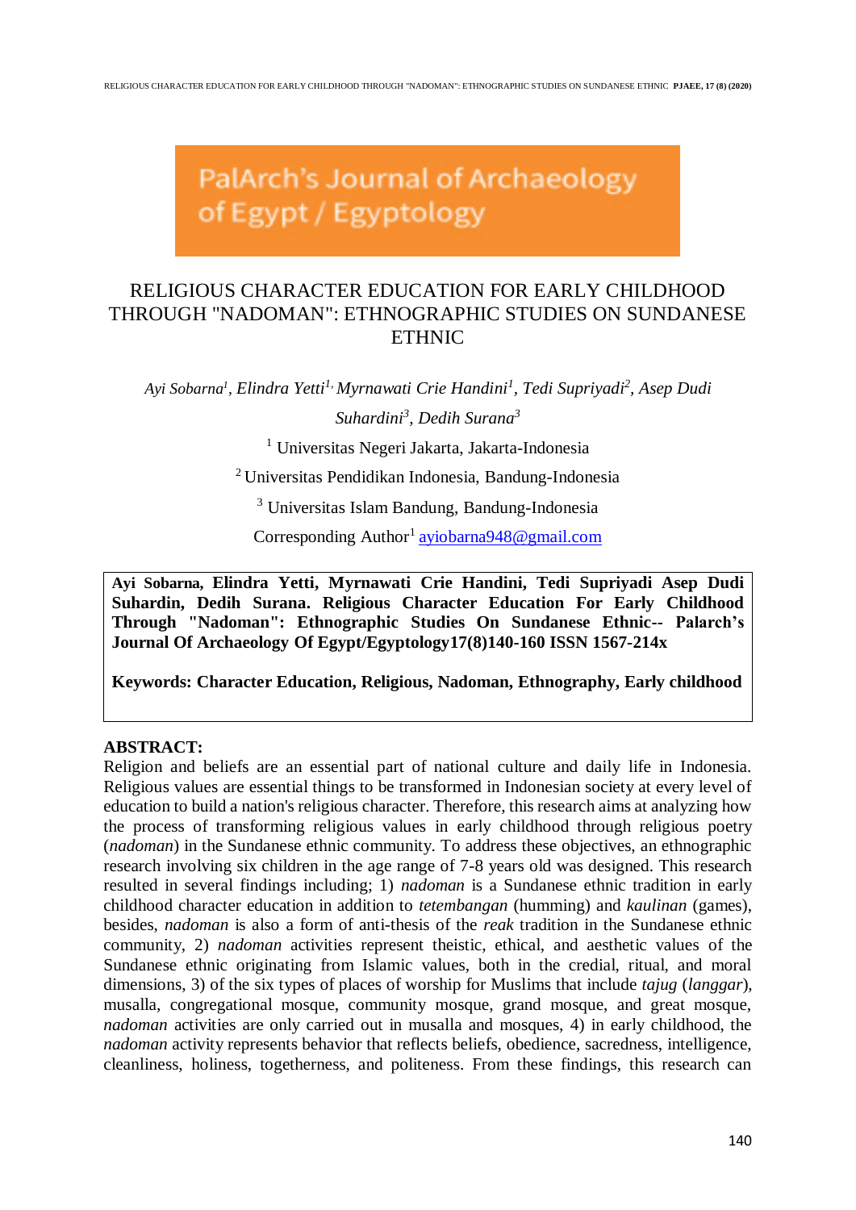PalArch's Journal of Archaeology of Egypt / Egyptology

# RELIGIOUS CHARACTER EDUCATION FOR EARLY CHILDHOOD THROUGH "NADOMAN": ETHNOGRAPHIC STUDIES ON SUNDANESE ETHNIC

*Ayi Sobarna[1], Elindra Yetti[1], Myrnawati Crie Handini[1], Tedi Supriyadi[2], Asep Dudi Suhardini[3], Dedih Surana[3]*

[1] Universitas Negeri Jakarta, Jakarta-Indonesia

[2] Universitas Pendidikan Indonesia, Bandung-Indonesia

[3] Universitas Islam Bandung, Bandung-Indonesia

Corresponding Author[1] ayiobarna948@gmail.com

**Ayi Sobarna, Elindra Yetti, Myrnawati Crie Handini, Tedi Supriyadi Asep Dudi Suhardin, Dedih Surana. Religious Character Education For Early Childhood Through "Nadoman": Ethnographic Studies On Sundanese Ethnic-- Palarch's Journal Of Archaeology Of Egypt/Egyptology17(8)140-160 ISSN 1567-214x**

**Keywords: Character Education, Religious, Nadoman, Ethnography, Early childhood**

**ABSTRACT:**

Religion and beliefs are an essential part of national culture and daily life in Indonesia. Religious values are essential things to be transformed in Indonesian society at every level of education to build a nation's religious character. Therefore, this research aims at analyzing how the process of transforming religious values in early childhood through religious poetry (*nadoman*) in the Sundanese ethnic community. To address these objectives, an ethnographic research involving six children in the age range of 7-8 years old was designed. This research resulted in several findings including; 1) *nadoman* is a Sundanese ethnic tradition in early childhood character education in addition to *tetembangan* (humming) and *kaulinan* (games), besides, *nadoman* is also a form of anti-thesis of the *reak* tradition in the Sundanese ethnic community, 2) *nadoman* activities represent theistic, ethical, and aesthetic values of the Sundanese ethnic originating from Islamic values, both in the credial, ritual, and moral dimensions, 3) of the six types of places of worship for Muslims that include *tajug* (*langgar*), musalla, congregational mosque, community mosque, grand mosque, and great mosque, *nadoman* activities are only carried out in musalla and mosques, 4) in early childhood, the *nadoman* activity represents behavior that reflects beliefs, obedience, sacredness, intelligence, cleanliness, holiness, togetherness, and politeness. From these findings, this research can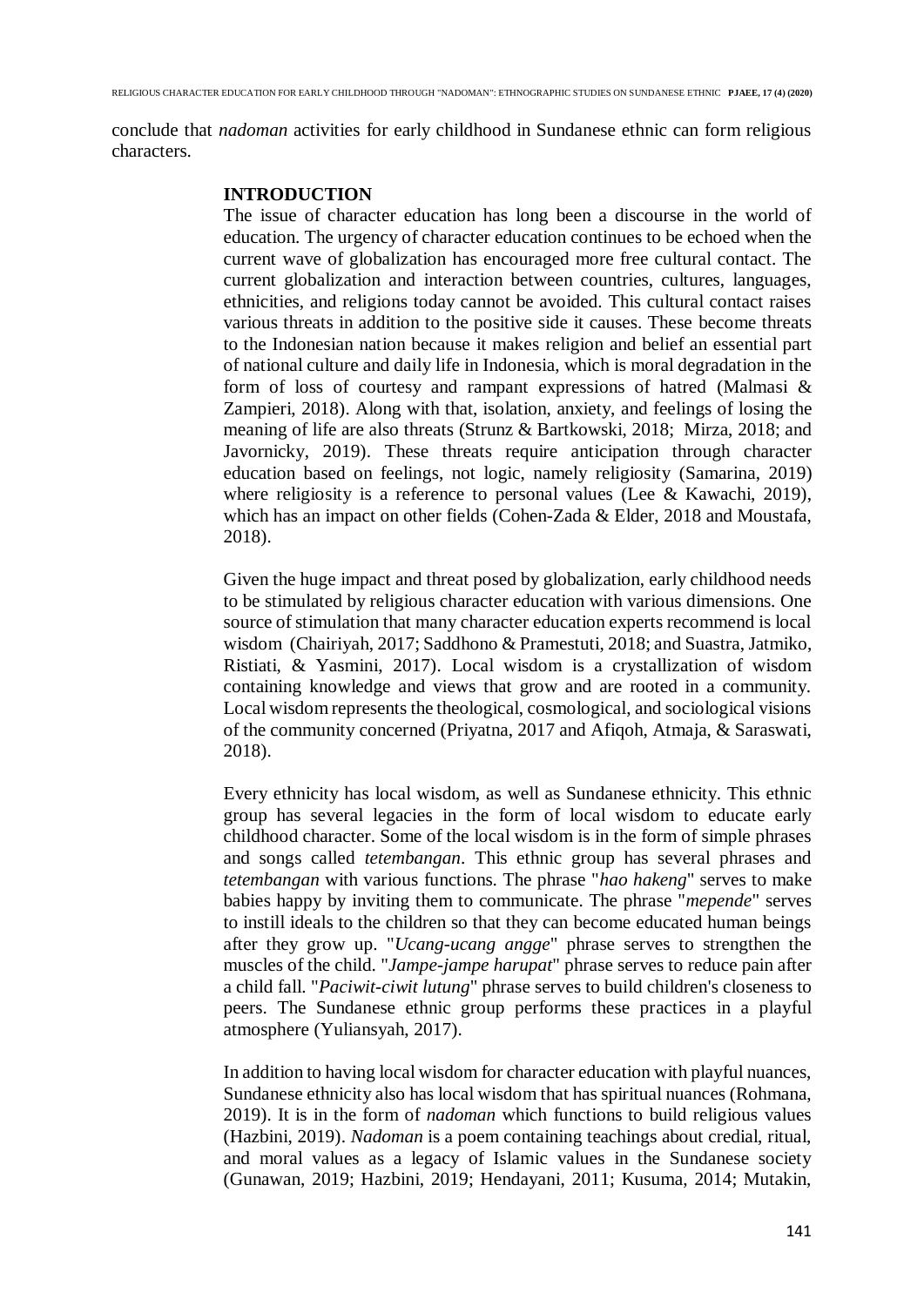conclude that *nadoman* activities for early childhood in Sundanese ethnic can form religious characters.

## INTRODUCTION

The issue of character education has long been a discourse in the world of education. The urgency of character education continues to be echoed when the current wave of globalization has encouraged more free cultural contact. The current globalization and interaction between countries, cultures, languages, ethnicities, and religions today cannot be avoided. This cultural contact raises various threats in addition to the positive side it causes. These become threats to the Indonesian nation because it makes religion and belief an essential part of national culture and daily life in Indonesia, which is moral degradation in the form of loss of courtesy and rampant expressions of hatred (Malmasi & Zampieri, 2018). Along with that, isolation, anxiety, and feelings of losing the meaning of life are also threats (Strunz & Bartkowski, 2018; Mirza, 2018; and Javornicky, 2019). These threats require anticipation through character education based on feelings, not logic, namely religiosity (Samarina, 2019) where religiosity is a reference to personal values (Lee & Kawachi, 2019), which has an impact on other fields (Cohen-Zada & Elder, 2018 and Moustafa, 2018).

Given the huge impact and threat posed by globalization, early childhood needs to be stimulated by religious character education with various dimensions. One source of stimulation that many character education experts recommend is local wisdom (Chairiyah, 2017; Saddhono & Pramestuti, 2018; and Suastra, Jatmiko, Ristiati, & Yasmini, 2017). Local wisdom is a crystallization of wisdom containing knowledge and views that grow and are rooted in a community. Local wisdom represents the theological, cosmological, and sociological visions of the community concerned (Priyatna, 2017 and Afiqoh, Atmaja, & Saraswati, 2018).

Every ethnicity has local wisdom, as well as Sundanese ethnicity. This ethnic group has several legacies in the form of local wisdom to educate early childhood character. Some of the local wisdom is in the form of simple phrases and songs called *tetembangan*. This ethnic group has several phrases and *tetembangan* with various functions. The phrase "*hao hakeng*" serves to make babies happy by inviting them to communicate. The phrase "*mepende*" serves to instill ideals to the children so that they can become educated human beings after they grow up. "*Ucang-ucang angge*" phrase serves to strengthen the muscles of the child. "*Jampe-jampe harupat*" phrase serves to reduce pain after a child fall. "*Paciwit-ciwit lutung*" phrase serves to build children's closeness to peers. The Sundanese ethnic group performs these practices in a playful atmosphere (Yuliansyah, 2017).

In addition to having local wisdom for character education with playful nuances, Sundanese ethnicity also has local wisdom that has spiritual nuances (Rohmana, 2019). It is in the form of *nadoman* which functions to build religious values (Hazbini, 2019). *Nadoman* is a poem containing teachings about credial, ritual, and moral values as a legacy of Islamic values in the Sundanese society (Gunawan, 2019; Hazbini, 2019; Hendayani, 2011; Kusuma, 2014; Mutakin,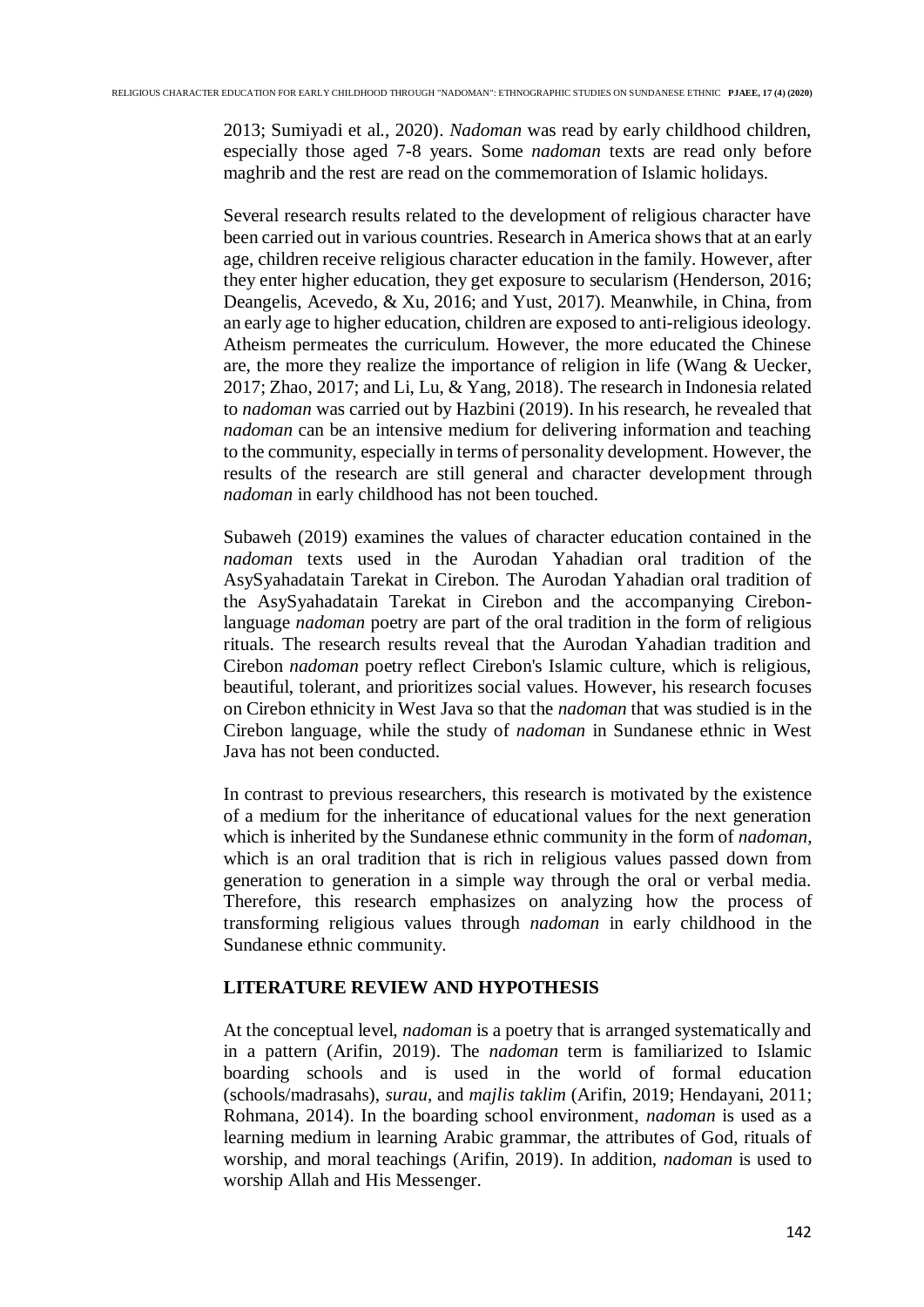2013; Sumiyadi et al., 2020). *Nadoman* was read by early childhood children, especially those aged 7-8 years. Some *nadoman* texts are read only before maghrib and the rest are read on the commemoration of Islamic holidays.

Several research results related to the development of religious character have been carried out in various countries. Research in America shows that at an early age, children receive religious character education in the family. However, after they enter higher education, they get exposure to secularism (Henderson, 2016; Deangelis, Acevedo, & Xu, 2016; and Yust, 2017). Meanwhile, in China, from an early age to higher education, children are exposed to anti-religious ideology. Atheism permeates the curriculum. However, the more educated the Chinese are, the more they realize the importance of religion in life (Wang & Uecker, 2017; Zhao, 2017; and Li, Lu, & Yang, 2018). The research in Indonesia related to *nadoman* was carried out by Hazbini (2019). In his research, he revealed that *nadoman* can be an intensive medium for delivering information and teaching to the community, especially in terms of personality development. However, the results of the research are still general and character development through *nadoman* in early childhood has not been touched.

Subaweh (2019) examines the values of character education contained in the *nadoman* texts used in the Aurodan Yahadian oral tradition of the AsySyahadatain Tarekat in Cirebon. The Aurodan Yahadian oral tradition of the AsySyahadatain Tarekat in Cirebon and the accompanying Cirebon-language *nadoman* poetry are part of the oral tradition in the form of religious rituals. The research results reveal that the Aurodan Yahadian tradition and Cirebon *nadoman* poetry reflect Cirebon's Islamic culture, which is religious, beautiful, tolerant, and prioritizes social values. However, his research focuses on Cirebon ethnicity in West Java so that the *nadoman* that was studied is in the Cirebon language, while the study of *nadoman* in Sundanese ethnic in West Java has not been conducted.

In contrast to previous researchers, this research is motivated by the existence of a medium for the inheritance of educational values for the next generation which is inherited by the Sundanese ethnic community in the form of *nadoman*, which is an oral tradition that is rich in religious values passed down from generation to generation in a simple way through the oral or verbal media. Therefore, this research emphasizes on analyzing how the process of transforming religious values through *nadoman* in early childhood in the Sundanese ethnic community.

## LITERATURE REVIEW AND HYPOTHESIS

At the conceptual level, *nadoman* is a poetry that is arranged systematically and in a pattern (Arifin, 2019). The *nadoman* term is familiarized to Islamic boarding schools and is used in the world of formal education (schools/madrasahs), *surau*, and *majlis taklim* (Arifin, 2019; Hendayani, 2011; Rohmana, 2014). In the boarding school environment, *nadoman* is used as a learning medium in learning Arabic grammar, the attributes of God, rituals of worship, and moral teachings (Arifin, 2019). In addition, *nadoman* is used to worship Allah and His Messenger.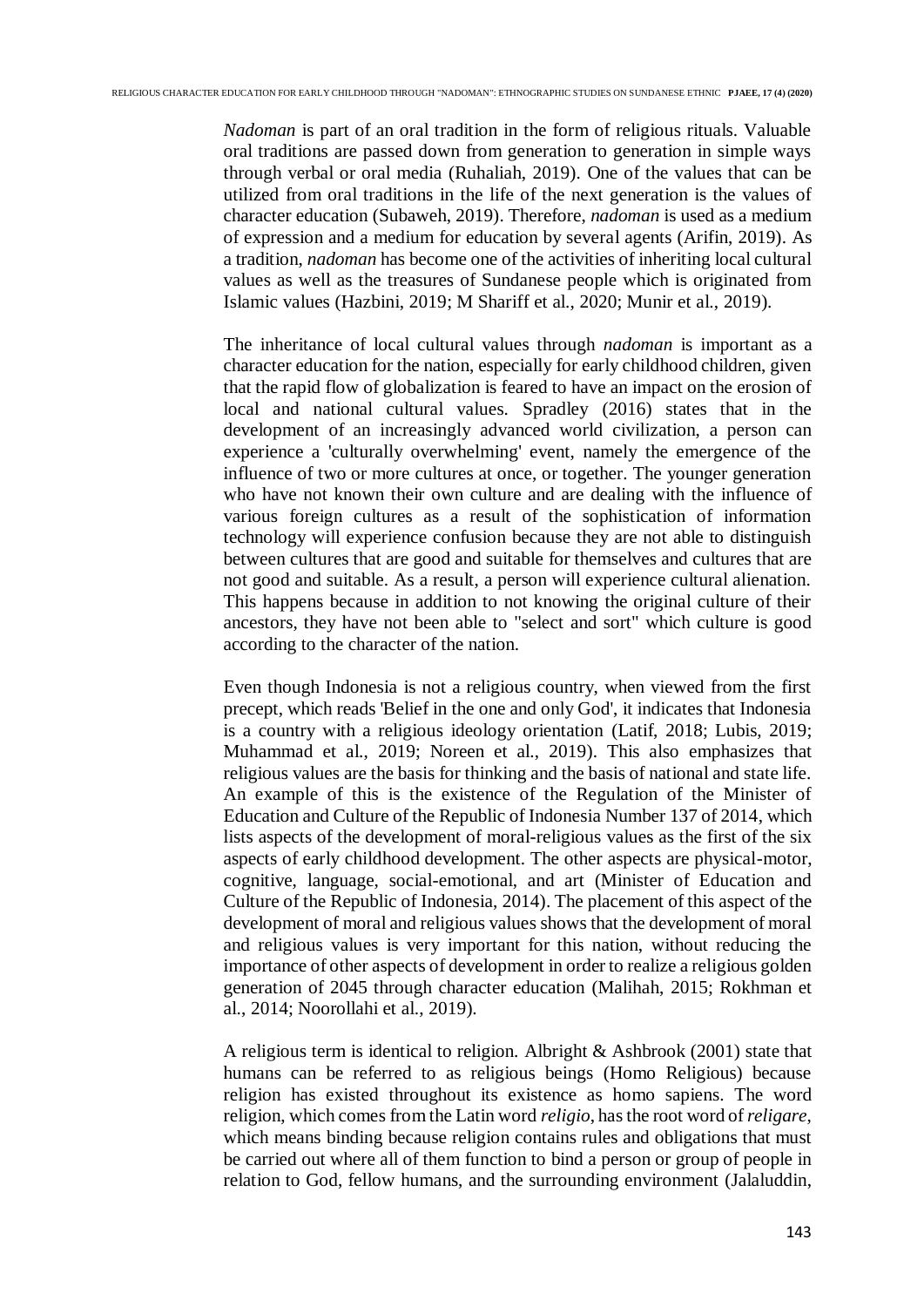*Nadoman* is part of an oral tradition in the form of religious rituals. Valuable oral traditions are passed down from generation to generation in simple ways through verbal or oral media (Ruhaliah, 2019). One of the values that can be utilized from oral traditions in the life of the next generation is the values of character education (Subaweh, 2019). Therefore, *nadoman* is used as a medium of expression and a medium for education by several agents (Arifin, 2019). As a tradition, *nadoman* has become one of the activities of inheriting local cultural values as well as the treasures of Sundanese people which is originated from Islamic values (Hazbini, 2019; M Shariff et al., 2020; Munir et al., 2019).

The inheritance of local cultural values through *nadoman* is important as a character education for the nation, especially for early childhood children, given that the rapid flow of globalization is feared to have an impact on the erosion of local and national cultural values. Spradley (2016) states that in the development of an increasingly advanced world civilization, a person can experience a 'culturally overwhelming' event, namely the emergence of the influence of two or more cultures at once, or together. The younger generation who have not known their own culture and are dealing with the influence of various foreign cultures as a result of the sophistication of information technology will experience confusion because they are not able to distinguish between cultures that are good and suitable for themselves and cultures that are not good and suitable. As a result, a person will experience cultural alienation. This happens because in addition to not knowing the original culture of their ancestors, they have not been able to "select and sort" which culture is good according to the character of the nation.

Even though Indonesia is not a religious country, when viewed from the first precept, which reads 'Belief in the one and only God', it indicates that Indonesia is a country with a religious ideology orientation (Latif, 2018; Lubis, 2019; Muhammad et al., 2019; Noreen et al., 2019). This also emphasizes that religious values are the basis for thinking and the basis of national and state life. An example of this is the existence of the Regulation of the Minister of Education and Culture of the Republic of Indonesia Number 137 of 2014, which lists aspects of the development of moral-religious values as the first of the six aspects of early childhood development. The other aspects are physical-motor, cognitive, language, social-emotional, and art (Minister of Education and Culture of the Republic of Indonesia, 2014). The placement of this aspect of the development of moral and religious values shows that the development of moral and religious values is very important for this nation, without reducing the importance of other aspects of development in order to realize a religious golden generation of 2045 through character education (Malihah, 2015; Rokhman et al., 2014; Noorollahi et al., 2019).

A religious term is identical to religion. Albright & Ashbrook (2001) state that humans can be referred to as religious beings (Homo Religious) because religion has existed throughout its existence as homo sapiens. The word religion, which comes from the Latin word *religio*, has the root word of *religare*, which means binding because religion contains rules and obligations that must be carried out where all of them function to bind a person or group of people in relation to God, fellow humans, and the surrounding environment (Jalaluddin,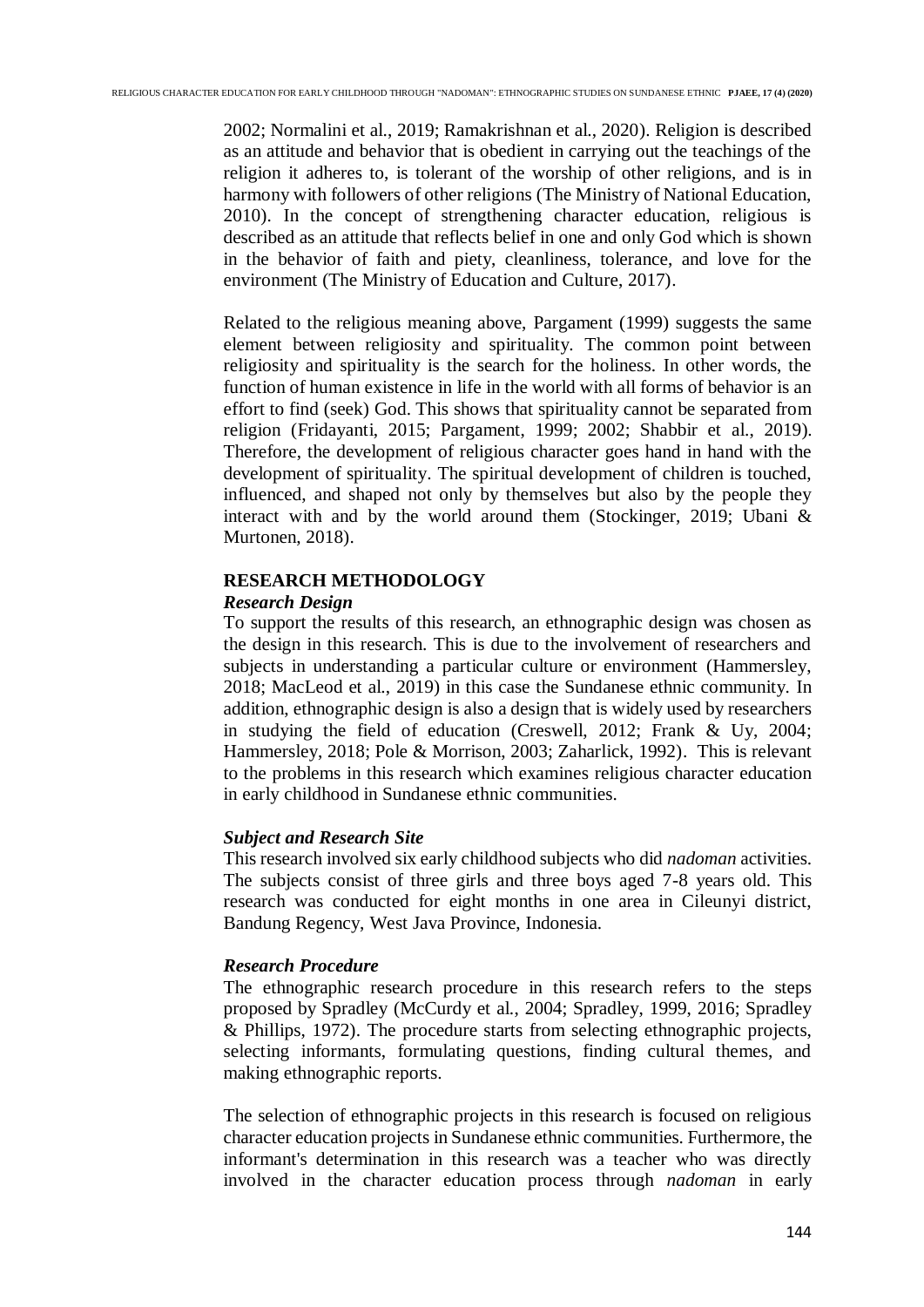2002; Normalini et al., 2019; Ramakrishnan et al., 2020). Religion is described as an attitude and behavior that is obedient in carrying out the teachings of the religion it adheres to, is tolerant of the worship of other religions, and is in harmony with followers of other religions (The Ministry of National Education, 2010). In the concept of strengthening character education, religious is described as an attitude that reflects belief in one and only God which is shown in the behavior of faith and piety, cleanliness, tolerance, and love for the environment (The Ministry of Education and Culture, 2017).

Related to the religious meaning above, Pargament (1999) suggests the same element between religiosity and spirituality. The common point between religiosity and spirituality is the search for the holiness. In other words, the function of human existence in life in the world with all forms of behavior is an effort to find (seek) God. This shows that spirituality cannot be separated from religion (Fridayanti, 2015; Pargament, 1999; 2002; Shabbir et al., 2019). Therefore, the development of religious character goes hand in hand with the development of spirituality. The spiritual development of children is touched, influenced, and shaped not only by themselves but also by the people they interact with and by the world around them (Stockinger, 2019; Ubani & Murtonen, 2018).

## RESEARCH METHODOLOGY

### *Research Design*

To support the results of this research, an ethnographic design was chosen as the design in this research. This is due to the involvement of researchers and subjects in understanding a particular culture or environment (Hammersley, 2018; MacLeod et al., 2019) in this case the Sundanese ethnic community. In addition, ethnographic design is also a design that is widely used by researchers in studying the field of education (Creswell, 2012; Frank & Uy, 2004; Hammersley, 2018; Pole & Morrison, 2003; Zaharlick, 1992). This is relevant to the problems in this research which examines religious character education in early childhood in Sundanese ethnic communities.

### *Subject and Research Site*

This research involved six early childhood subjects who did *nadoman* activities. The subjects consist of three girls and three boys aged 7-8 years old. This research was conducted for eight months in one area in Cileunyi district, Bandung Regency, West Java Province, Indonesia.

### *Research Procedure*

The ethnographic research procedure in this research refers to the steps proposed by Spradley (McCurdy et al., 2004; Spradley, 1999, 2016; Spradley & Phillips, 1972). The procedure starts from selecting ethnographic projects, selecting informants, formulating questions, finding cultural themes, and making ethnographic reports.

The selection of ethnographic projects in this research is focused on religious character education projects in Sundanese ethnic communities. Furthermore, the informant's determination in this research was a teacher who was directly involved in the character education process through *nadoman* in early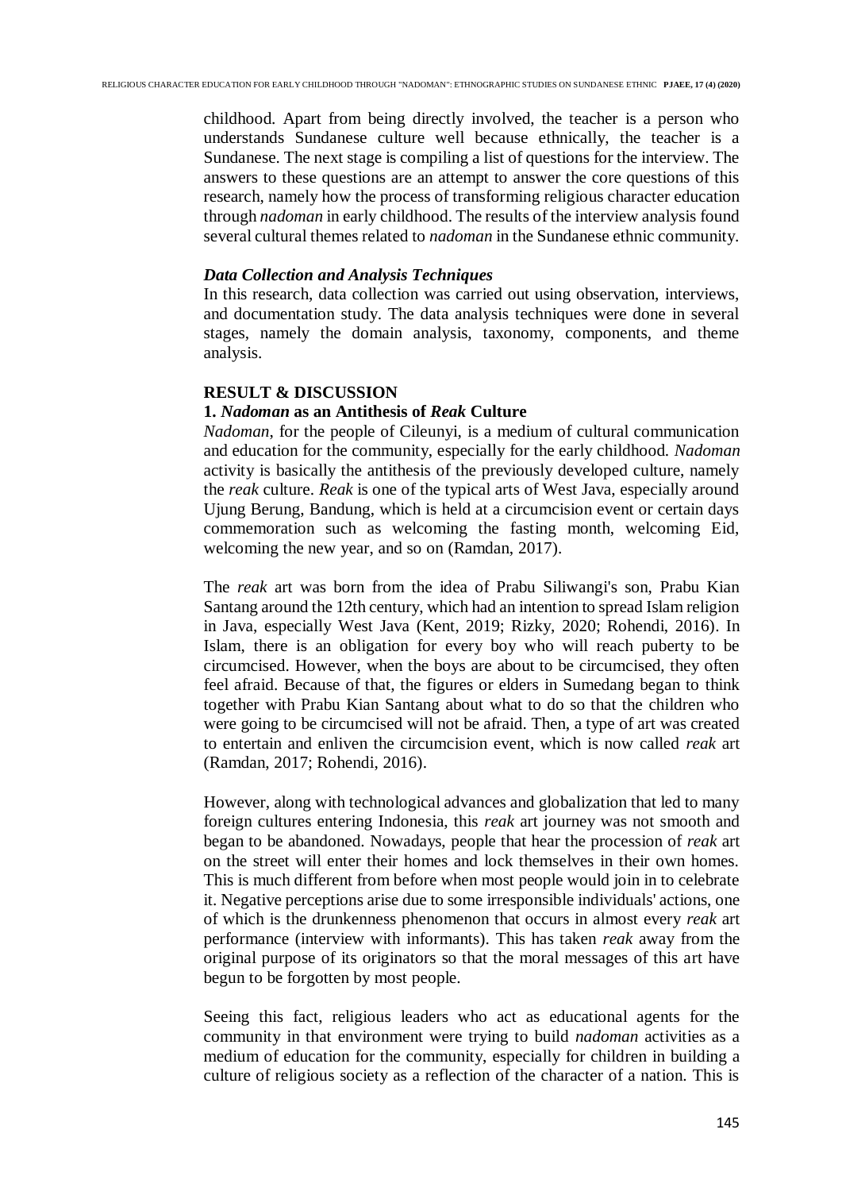childhood. Apart from being directly involved, the teacher is a person who understands Sundanese culture well because ethnically, the teacher is a Sundanese. The next stage is compiling a list of questions for the interview. The answers to these questions are an attempt to answer the core questions of this research, namely how the process of transforming religious character education through *nadoman* in early childhood. The results of the interview analysis found several cultural themes related to *nadoman* in the Sundanese ethnic community.

### *Data Collection and Analysis Techniques*

In this research, data collection was carried out using observation, interviews, and documentation study. The data analysis techniques were done in several stages, namely the domain analysis, taxonomy, components, and theme analysis.

## RESULT & DISCUSSION

### 1. *Nadoman* as an Antithesis of *Reak* Culture

*Nadoman*, for the people of Cileunyi, is a medium of cultural communication and education for the community, especially for the early childhood. *Nadoman* activity is basically the antithesis of the previously developed culture, namely the *reak* culture. *Reak* is one of the typical arts of West Java, especially around Ujung Berung, Bandung, which is held at a circumcision event or certain days commemoration such as welcoming the fasting month, welcoming Eid, welcoming the new year, and so on (Ramdan, 2017).

The *reak* art was born from the idea of Prabu Siliwangi's son, Prabu Kian Santang around the 12th century, which had an intention to spread Islam religion in Java, especially West Java (Kent, 2019; Rizky, 2020; Rohendi, 2016). In Islam, there is an obligation for every boy who will reach puberty to be circumcised. However, when the boys are about to be circumcised, they often feel afraid. Because of that, the figures or elders in Sumedang began to think together with Prabu Kian Santang about what to do so that the children who were going to be circumcised will not be afraid. Then, a type of art was created to entertain and enliven the circumcision event, which is now called *reak* art (Ramdan, 2017; Rohendi, 2016).

However, along with technological advances and globalization that led to many foreign cultures entering Indonesia, this *reak* art journey was not smooth and began to be abandoned. Nowadays, people that hear the procession of *reak* art on the street will enter their homes and lock themselves in their own homes. This is much different from before when most people would join in to celebrate it. Negative perceptions arise due to some irresponsible individuals' actions, one of which is the drunkenness phenomenon that occurs in almost every *reak* art performance (interview with informants). This has taken *reak* away from the original purpose of its originators so that the moral messages of this art have begun to be forgotten by most people.

Seeing this fact, religious leaders who act as educational agents for the community in that environment were trying to build *nadoman* activities as a medium of education for the community, especially for children in building a culture of religious society as a reflection of the character of a nation. This is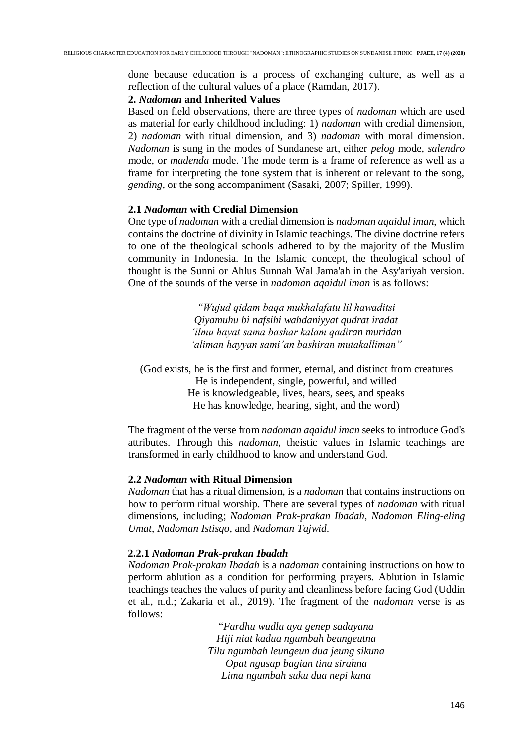done because education is a process of exchanging culture, as well as a reflection of the cultural values of a place (Ramdan, 2017).

## 2. *Nadoman* and Inherited Values

Based on field observations, there are three types of *nadoman* which are used as material for early childhood including: 1) *nadoman* with credial dimension, 2) *nadoman* with ritual dimension, and 3) *nadoman* with moral dimension. *Nadoman* is sung in the modes of Sundanese art, either *pelog* mode, *salendro* mode, or *madenda* mode. The mode term is a frame of reference as well as a frame for interpreting the tone system that is inherent or relevant to the song, *gending*, or the song accompaniment (Sasaki, 2007; Spiller, 1999).

### 2.1 *Nadoman* with Credial Dimension

One type of *nadoman* with a credial dimension is *nadoman aqaidul iman*, which contains the doctrine of divinity in Islamic teachings. The divine doctrine refers to one of the theological schools adhered to by the majority of the Muslim community in Indonesia. In the Islamic concept, the theological school of thought is the Sunni or Ahlus Sunnah Wal Jama'ah in the Asy'ariyah version. One of the sounds of the verse in *nadoman aqaidul iman* is as follows:

*"Wujud qidam baqa mukhalafatu lil hawaditsi*
*Qiyamuhu bi nafsihi wahdaniyyat qudrat iradat*
*'ilmu hayat sama bashar kalam qadiran muridan*
*'aliman hayyan sami'an bashiran mutakalliman"*

(God exists, he is the first and former, eternal, and distinct from creatures
He is independent, single, powerful, and willed
He is knowledgeable, lives, hears, sees, and speaks
He has knowledge, hearing, sight, and the word)

The fragment of the verse from *nadoman aqaidul iman* seeks to introduce God's attributes. Through this *nadoman*, theistic values in Islamic teachings are transformed in early childhood to know and understand God.

### 2.2 *Nadoman* with Ritual Dimension

*Nadoman* that has a ritual dimension, is a *nadoman* that contains instructions on how to perform ritual worship. There are several types of *nadoman* with ritual dimensions, including; *Nadoman Prak-prakan Ibadah*, *Nadoman Eling-eling Umat*, *Nadoman Istisqo*, and *Nadoman Tajwid*.

#### 2.2.1 *Nadoman Prak-prakan Ibadah*

*Nadoman Prak-prakan Ibadah* is a *nadoman* containing instructions on how to perform ablution as a condition for performing prayers. Ablution in Islamic teachings teaches the values of purity and cleanliness before facing God (Uddin et al., n.d.; Zakaria et al., 2019). The fragment of the *nadoman* verse is as follows:

"*Fardhu wudlu aya genep sadayana*
*Hiji niat kadua ngumbah beungeutna*
*Tilu ngumbah leungeun dua jeung sikuna*
*Opat ngusap bagian tina sirahna*
*Lima ngumbah suku dua nepi kana*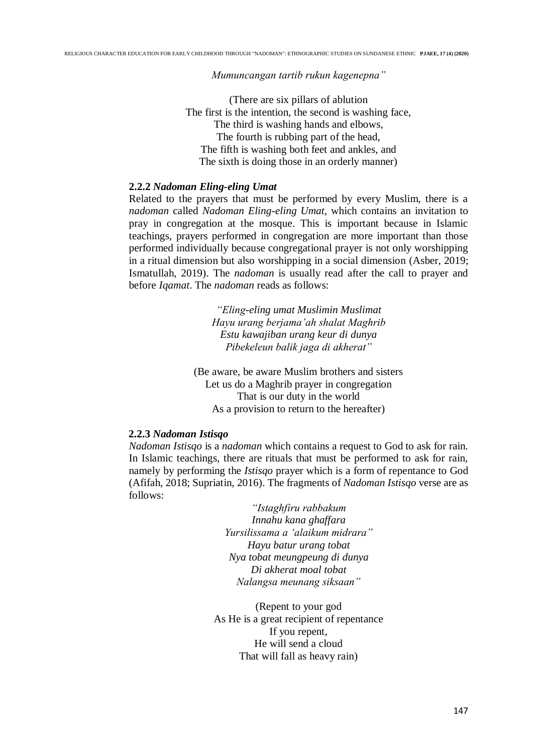*Mumuncangan tartib rukun kagenepna"*

(There are six pillars of ablution  
The first is the intention, the second is washing face,  
The third is washing hands and elbows,  
The fourth is rubbing part of the head,  
The fifth is washing both feet and ankles, and  
The sixth is doing those in an orderly manner)

### 2.2.2 *Nadoman Eling-eling Umat*

Related to the prayers that must be performed by every Muslim, there is a *nadoman* called *Nadoman Eling-eling Umat*, which contains an invitation to pray in congregation at the mosque. This is important because in Islamic teachings, prayers performed in congregation are more important than those performed individually because congregational prayer is not only worshipping in a ritual dimension but also worshipping in a social dimension (Asber, 2019; Ismatullah, 2019). The *nadoman* is usually read after the call to prayer and before *Iqamat*. The *nadoman* reads as follows:

*"Eling-eling umat Muslimin Muslimat*  
*Hayu urang berjama'ah shalat Maghrib*  
*Estu kawajiban urang keur di dunya*  
*Pibekeleun balik jaga di akherat"*

(Be aware, be aware Muslim brothers and sisters  
Let us do a Maghrib prayer in congregation  
That is our duty in the world  
As a provision to return to the hereafter)

### 2.2.3 *Nadoman Istisqo*

*Nadoman Istisqo* is a *nadoman* which contains a request to God to ask for rain. In Islamic teachings, there are rituals that must be performed to ask for rain, namely by performing the *Istisqo* prayer which is a form of repentance to God (Afifah, 2018; Supriatin, 2016). The fragments of *Nadoman Istisqo* verse are as follows:

*"Istaghfiru rabbakum*  
*Innahu kana ghaffara*  
*Yursilissama a 'alaikum midrara"*  
*Hayu batur urang tobat*  
*Nya tobat meungpeung di dunya*  
*Di akherat moal tobat*  
*Nalangsa meunang siksaan"*

(Repent to your god  
As He is a great recipient of repentance  
If you repent,  
He will send a cloud  
That will fall as heavy rain)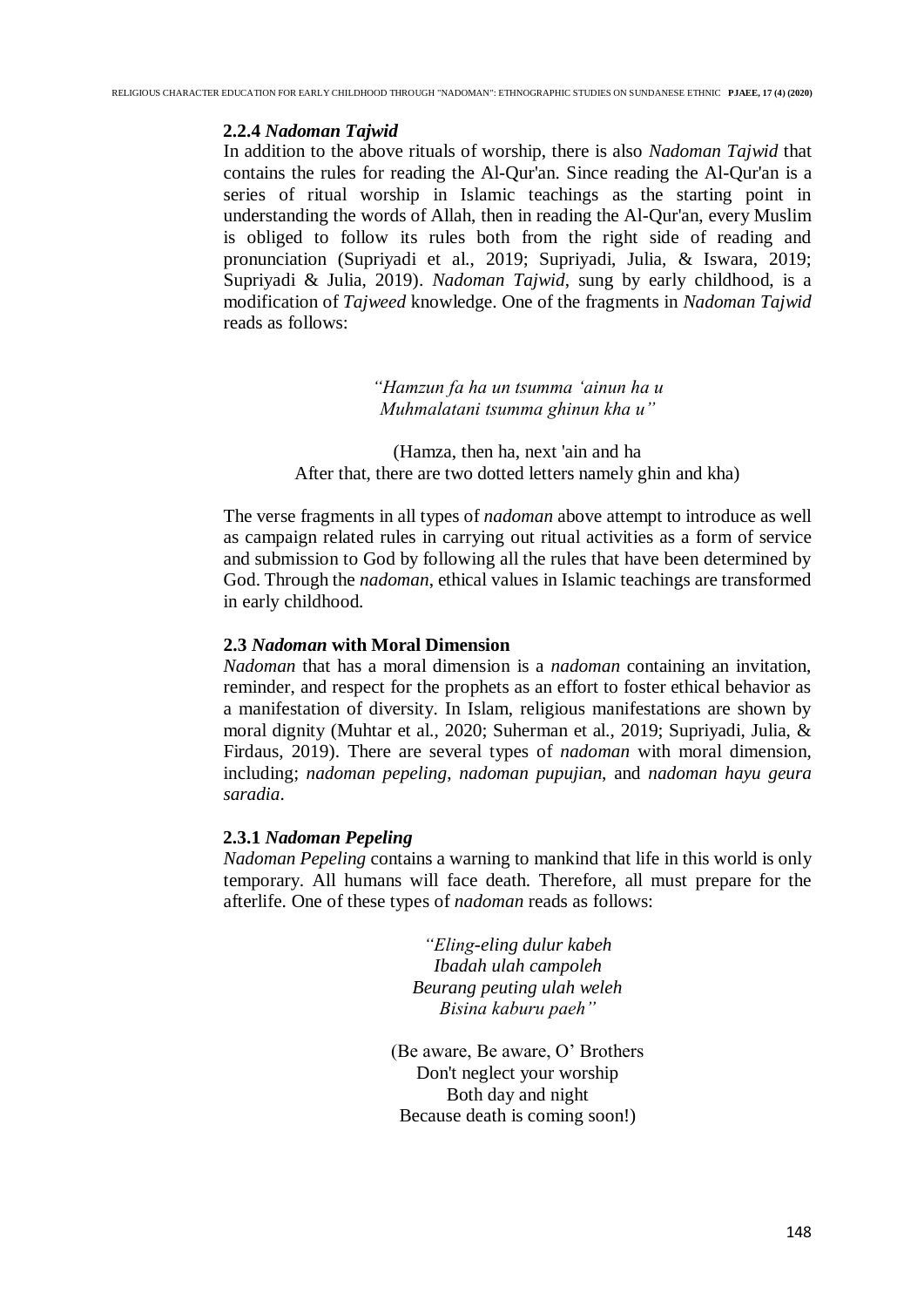#### 2.2.4 *Nadoman Tajwid*

In addition to the above rituals of worship, there is also *Nadoman Tajwid* that contains the rules for reading the Al-Qur'an. Since reading the Al-Qur'an is a series of ritual worship in Islamic teachings as the starting point in understanding the words of Allah, then in reading the Al-Qur'an, every Muslim is obliged to follow its rules both from the right side of reading and pronunciation (Supriyadi et al., 2019; Supriyadi, Julia, & Iswara, 2019; Supriyadi & Julia, 2019). *Nadoman Tajwid*, sung by early childhood, is a modification of *Tajweed* knowledge. One of the fragments in *Nadoman Tajwid* reads as follows:

*"Hamzun fa ha un tsumma 'ainun ha u*
*Muhmalatani tsumma ghinun kha u"*

(Hamza, then ha, next 'ain and ha
After that, there are two dotted letters namely ghin and kha)

The verse fragments in all types of *nadoman* above attempt to introduce as well as campaign related rules in carrying out ritual activities as a form of service and submission to God by following all the rules that have been determined by God. Through the *nadoman*, ethical values in Islamic teachings are transformed in early childhood.

### 2.3 *Nadoman* with Moral Dimension

*Nadoman* that has a moral dimension is a *nadoman* containing an invitation, reminder, and respect for the prophets as an effort to foster ethical behavior as a manifestation of diversity. In Islam, religious manifestations are shown by moral dignity (Muhtar et al., 2020; Suherman et al., 2019; Supriyadi, Julia, & Firdaus, 2019). There are several types of *nadoman* with moral dimension, including; *nadoman pepeling*, *nadoman pupujian*, and *nadoman hayu geura saradia*.

#### 2.3.1 *Nadoman Pepeling*

*Nadoman Pepeling* contains a warning to mankind that life in this world is only temporary. All humans will face death. Therefore, all must prepare for the afterlife. One of these types of *nadoman* reads as follows:

*"Eling-eling dulur kabeh*
*Ibadah ulah campoleh*
*Beurang peuting ulah weleh*
*Bisina kaburu paeh"*

(Be aware, Be aware, O' Brothers
Don't neglect your worship
Both day and night
Because death is coming soon!)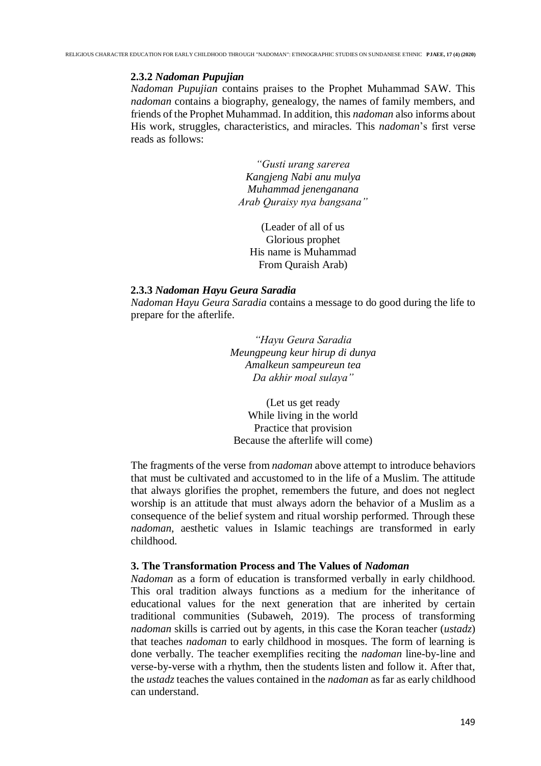### 2.3.2 *Nadoman Pupujian*

*Nadoman Pupujian* contains praises to the Prophet Muhammad SAW. This *nadoman* contains a biography, genealogy, the names of family members, and friends of the Prophet Muhammad. In addition, this *nadoman* also informs about His work, struggles, characteristics, and miracles. This *nadoman*'s first verse reads as follows:

> *"Gusti urang sarerea*
> *Kangjeng Nabi anu mulya*
> *Muhammad jenenganana*
> *Arab Quraisy nya bangsana"*

> (Leader of all of us
> Glorious prophet
> His name is Muhammad
> From Quraish Arab)

### 2.3.3 *Nadoman Hayu Geura Saradia*

*Nadoman Hayu Geura Saradia* contains a message to do good during the life to prepare for the afterlife.

> *"Hayu Geura Saradia*
> *Meungpeung keur hirup di dunya*
> *Amalkeun sampeureun tea*
> *Da akhir moal sulaya"*

> (Let us get ready
> While living in the world
> Practice that provision
> Because the afterlife will come)

The fragments of the verse from *nadoman* above attempt to introduce behaviors that must be cultivated and accustomed to in the life of a Muslim. The attitude that always glorifies the prophet, remembers the future, and does not neglect worship is an attitude that must always adorn the behavior of a Muslim as a consequence of the belief system and ritual worship performed. Through these *nadoman*, aesthetic values in Islamic teachings are transformed in early childhood.

## 3. The Transformation Process and The Values of *Nadoman*

*Nadoman* as a form of education is transformed verbally in early childhood. This oral tradition always functions as a medium for the inheritance of educational values for the next generation that are inherited by certain traditional communities (Subaweh, 2019). The process of transforming *nadoman* skills is carried out by agents, in this case the Koran teacher (*ustadz*) that teaches *nadoman* to early childhood in mosques. The form of learning is done verbally. The teacher exemplifies reciting the *nadoman* line-by-line and verse-by-verse with a rhythm, then the students listen and follow it. After that, the *ustadz* teaches the values contained in the *nadoman* as far as early childhood can understand.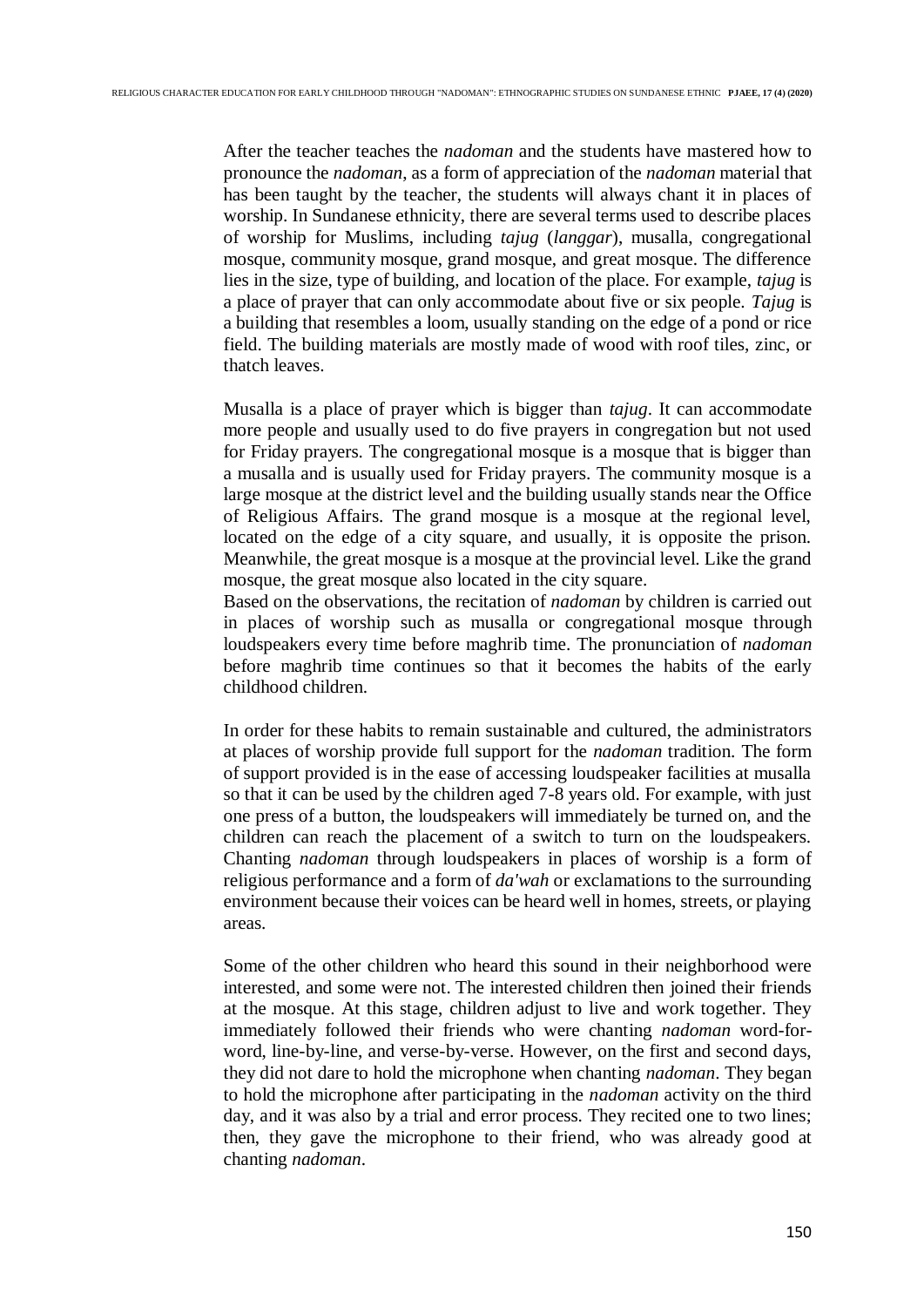After the teacher teaches the *nadoman* and the students have mastered how to pronounce the *nadoman*, as a form of appreciation of the *nadoman* material that has been taught by the teacher, the students will always chant it in places of worship. In Sundanese ethnicity, there are several terms used to describe places of worship for Muslims, including *tajug* (*langgar*), musalla, congregational mosque, community mosque, grand mosque, and great mosque. The difference lies in the size, type of building, and location of the place. For example, *tajug* is a place of prayer that can only accommodate about five or six people. *Tajug* is a building that resembles a loom, usually standing on the edge of a pond or rice field. The building materials are mostly made of wood with roof tiles, zinc, or thatch leaves.

Musalla is a place of prayer which is bigger than *tajug*. It can accommodate more people and usually used to do five prayers in congregation but not used for Friday prayers. The congregational mosque is a mosque that is bigger than a musalla and is usually used for Friday prayers. The community mosque is a large mosque at the district level and the building usually stands near the Office of Religious Affairs. The grand mosque is a mosque at the regional level, located on the edge of a city square, and usually, it is opposite the prison. Meanwhile, the great mosque is a mosque at the provincial level. Like the grand mosque, the great mosque also located in the city square.

Based on the observations, the recitation of *nadoman* by children is carried out in places of worship such as musalla or congregational mosque through loudspeakers every time before maghrib time. The pronunciation of *nadoman* before maghrib time continues so that it becomes the habits of the early childhood children.

In order for these habits to remain sustainable and cultured, the administrators at places of worship provide full support for the *nadoman* tradition. The form of support provided is in the ease of accessing loudspeaker facilities at musalla so that it can be used by the children aged 7-8 years old. For example, with just one press of a button, the loudspeakers will immediately be turned on, and the children can reach the placement of a switch to turn on the loudspeakers. Chanting *nadoman* through loudspeakers in places of worship is a form of religious performance and a form of *da'wah* or exclamations to the surrounding environment because their voices can be heard well in homes, streets, or playing areas.

Some of the other children who heard this sound in their neighborhood were interested, and some were not. The interested children then joined their friends at the mosque. At this stage, children adjust to live and work together. They immediately followed their friends who were chanting *nadoman* word-for-word, line-by-line, and verse-by-verse. However, on the first and second days, they did not dare to hold the microphone when chanting *nadoman*. They began to hold the microphone after participating in the *nadoman* activity on the third day, and it was also by a trial and error process. They recited one to two lines; then, they gave the microphone to their friend, who was already good at chanting *nadoman*.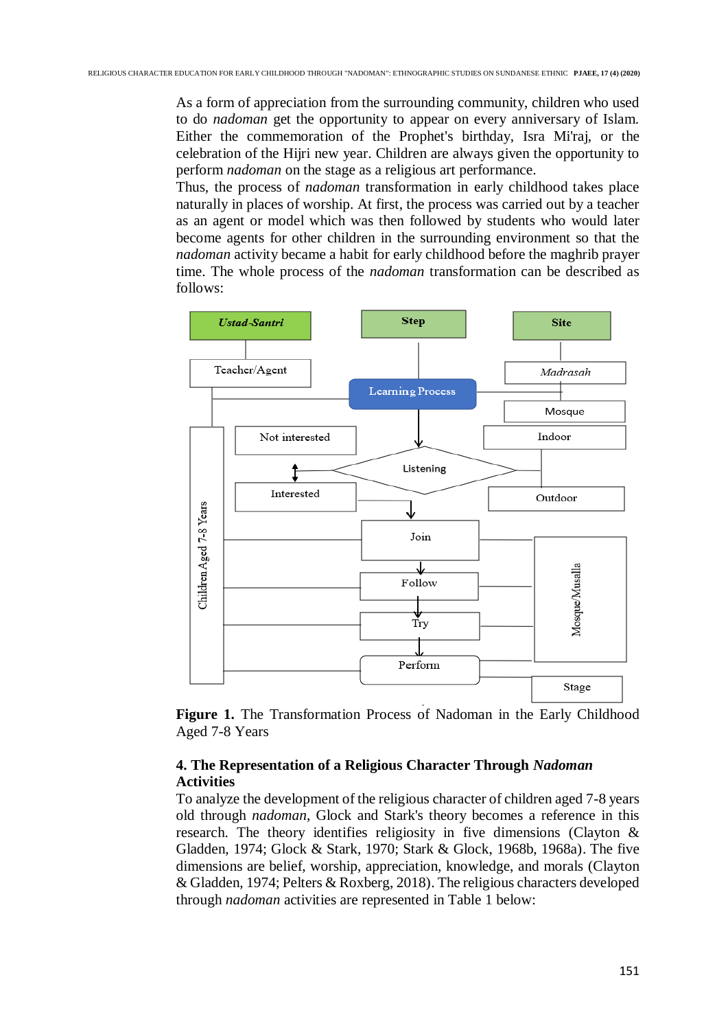As a form of appreciation from the surrounding community, children who used to do *nadoman* get the opportunity to appear on every anniversary of Islam. Either the commemoration of the Prophet's birthday, Isra Mi'raj, or the celebration of the Hijri new year. Children are always given the opportunity to perform *nadoman* on the stage as a religious art performance.

Thus, the process of *nadoman* transformation in early childhood takes place naturally in places of worship. At first, the process was carried out by a teacher as an agent or model which was then followed by students who would later become agents for other children in the surrounding environment so that the *nadoman* activity became a habit for early childhood before the maghrib prayer time. The whole process of the *nadoman* transformation can be described as follows:

**Figure 1.** The Transformation Process of Nadoman in the Early Childhood Aged 7-8 Years

## 4. The Representation of a Religious Character Through *Nadoman* Activities

To analyze the development of the religious character of children aged 7-8 years old through *nadoman*, Glock and Stark's theory becomes a reference in this research. The theory identifies religiosity in five dimensions (Clayton & Gladden, 1974; Glock & Stark, 1970; Stark & Glock, 1968b, 1968a). The five dimensions are belief, worship, appreciation, knowledge, and morals (Clayton & Gladden, 1974; Pelters & Roxberg, 2018). The religious characters developed through *nadoman* activities are represented in Table 1 below: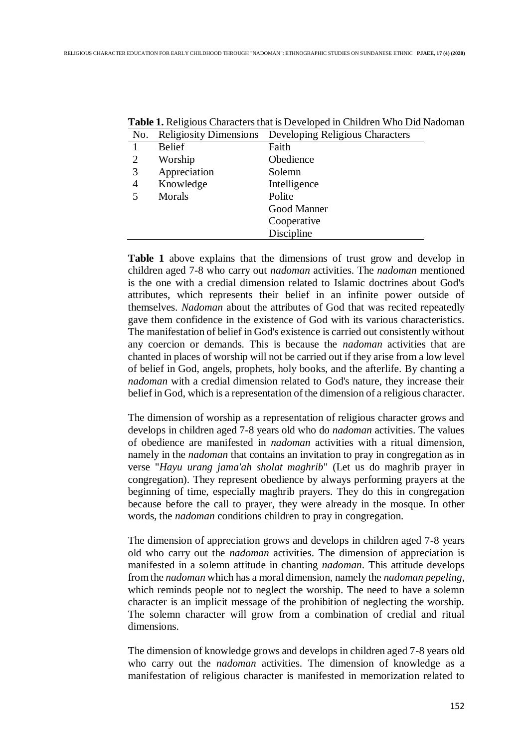**Table 1.** Religious Characters that is Developed in Children Who Did Nadoman

| No. | Religiosity Dimensions | Developing Religious Characters |
|---|---|---|
| 1 | Belief | Faith |
| 2 | Worship | Obedience |
| 3 | Appreciation | Solemn |
| 4 | Knowledge | Intelligence |
| 5 | Morals | Polite |
| | | Good Manner |
| | | Cooperative |
| | | Discipline |

**Table 1** above explains that the dimensions of trust grow and develop in children aged 7-8 who carry out *nadoman* activities. The *nadoman* mentioned is the one with a credial dimension related to Islamic doctrines about God's attributes, which represents their belief in an infinite power outside of themselves. *Nadoman* about the attributes of God that was recited repeatedly gave them confidence in the existence of God with its various characteristics. The manifestation of belief in God's existence is carried out consistently without any coercion or demands. This is because the *nadoman* activities that are chanted in places of worship will not be carried out if they arise from a low level of belief in God, angels, prophets, holy books, and the afterlife. By chanting a *nadoman* with a credial dimension related to God's nature, they increase their belief in God, which is a representation of the dimension of a religious character.

The dimension of worship as a representation of religious character grows and develops in children aged 7-8 years old who do *nadoman* activities. The values of obedience are manifested in *nadoman* activities with a ritual dimension, namely in the *nadoman* that contains an invitation to pray in congregation as in verse "*Hayu urang jama'ah sholat maghrib*" (Let us do maghrib prayer in congregation). They represent obedience by always performing prayers at the beginning of time, especially maghrib prayers. They do this in congregation because before the call to prayer, they were already in the mosque. In other words, the *nadoman* conditions children to pray in congregation.

The dimension of appreciation grows and develops in children aged 7-8 years old who carry out the *nadoman* activities. The dimension of appreciation is manifested in a solemn attitude in chanting *nadoman*. This attitude develops from the *nadoman* which has a moral dimension, namely the *nadoman pepeling*, which reminds people not to neglect the worship. The need to have a solemn character is an implicit message of the prohibition of neglecting the worship. The solemn character will grow from a combination of credial and ritual dimensions.

The dimension of knowledge grows and develops in children aged 7-8 years old who carry out the *nadoman* activities. The dimension of knowledge as a manifestation of religious character is manifested in memorization related to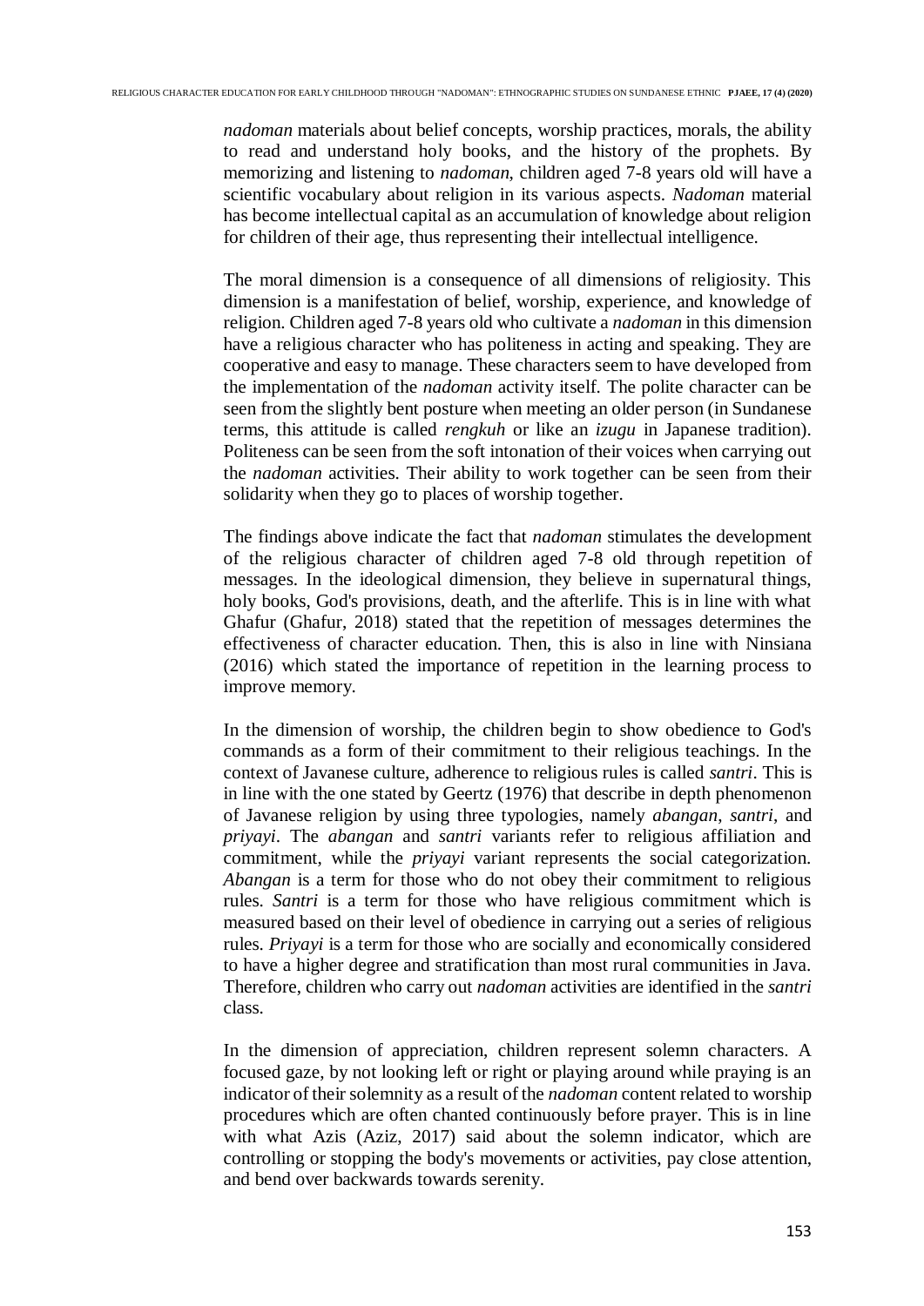*nadoman* materials about belief concepts, worship practices, morals, the ability to read and understand holy books, and the history of the prophets. By memorizing and listening to *nadoman*, children aged 7-8 years old will have a scientific vocabulary about religion in its various aspects. *Nadoman* material has become intellectual capital as an accumulation of knowledge about religion for children of their age, thus representing their intellectual intelligence.

The moral dimension is a consequence of all dimensions of religiosity. This dimension is a manifestation of belief, worship, experience, and knowledge of religion. Children aged 7-8 years old who cultivate a *nadoman* in this dimension have a religious character who has politeness in acting and speaking. They are cooperative and easy to manage. These characters seem to have developed from the implementation of the *nadoman* activity itself. The polite character can be seen from the slightly bent posture when meeting an older person (in Sundanese terms, this attitude is called *rengkuh* or like an *izugu* in Japanese tradition). Politeness can be seen from the soft intonation of their voices when carrying out the *nadoman* activities. Their ability to work together can be seen from their solidarity when they go to places of worship together.

The findings above indicate the fact that *nadoman* stimulates the development of the religious character of children aged 7-8 old through repetition of messages. In the ideological dimension, they believe in supernatural things, holy books, God's provisions, death, and the afterlife. This is in line with what Ghafur (Ghafur, 2018) stated that the repetition of messages determines the effectiveness of character education. Then, this is also in line with Ninsiana (2016) which stated the importance of repetition in the learning process to improve memory.

In the dimension of worship, the children begin to show obedience to God's commands as a form of their commitment to their religious teachings. In the context of Javanese culture, adherence to religious rules is called *santri*. This is in line with the one stated by Geertz (1976) that describe in depth phenomenon of Javanese religion by using three typologies, namely *abangan*, *santri*, and *priyayi*. The *abangan* and *santri* variants refer to religious affiliation and commitment, while the *priyayi* variant represents the social categorization. *Abangan* is a term for those who do not obey their commitment to religious rules. *Santri* is a term for those who have religious commitment which is measured based on their level of obedience in carrying out a series of religious rules. *Priyayi* is a term for those who are socially and economically considered to have a higher degree and stratification than most rural communities in Java. Therefore, children who carry out *nadoman* activities are identified in the *santri* class.

In the dimension of appreciation, children represent solemn characters. A focused gaze, by not looking left or right or playing around while praying is an indicator of their solemnity as a result of the *nadoman* content related to worship procedures which are often chanted continuously before prayer. This is in line with what Azis (Aziz, 2017) said about the solemn indicator, which are controlling or stopping the body's movements or activities, pay close attention, and bend over backwards towards serenity.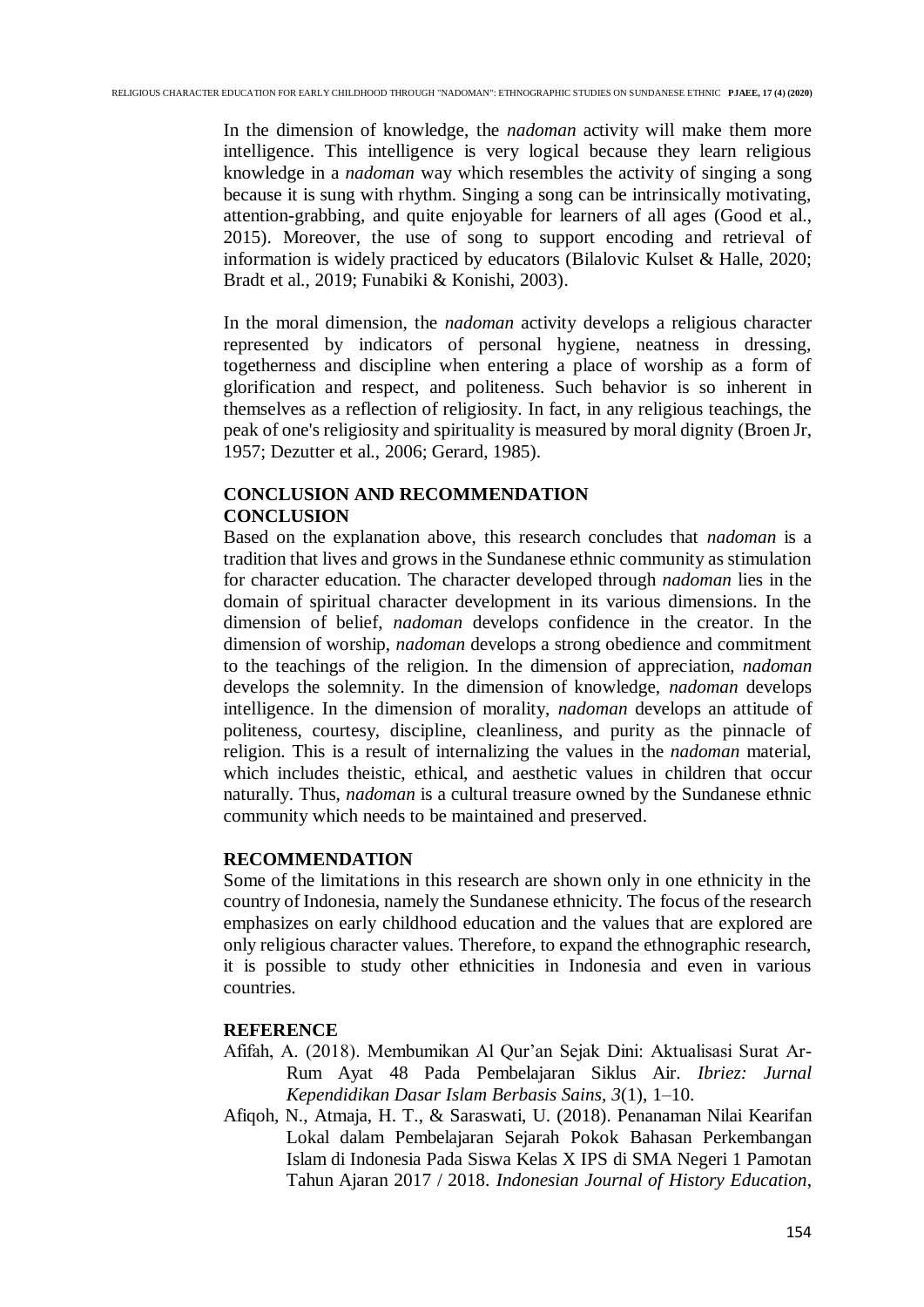In the dimension of knowledge, the *nadoman* activity will make them more intelligence. This intelligence is very logical because they learn religious knowledge in a *nadoman* way which resembles the activity of singing a song because it is sung with rhythm. Singing a song can be intrinsically motivating, attention-grabbing, and quite enjoyable for learners of all ages (Good et al., 2015). Moreover, the use of song to support encoding and retrieval of information is widely practiced by educators (Bilalovic Kulset & Halle, 2020; Bradt et al., 2019; Funabiki & Konishi, 2003).

In the moral dimension, the *nadoman* activity develops a religious character represented by indicators of personal hygiene, neatness in dressing, togetherness and discipline when entering a place of worship as a form of glorification and respect, and politeness. Such behavior is so inherent in themselves as a reflection of religiosity. In fact, in any religious teachings, the peak of one's religiosity and spirituality is measured by moral dignity (Broen Jr, 1957; Dezutter et al., 2006; Gerard, 1985).

## CONCLUSION AND RECOMMENDATION

### CONCLUSION

Based on the explanation above, this research concludes that *nadoman* is a tradition that lives and grows in the Sundanese ethnic community as stimulation for character education. The character developed through *nadoman* lies in the domain of spiritual character development in its various dimensions. In the dimension of belief, *nadoman* develops confidence in the creator. In the dimension of worship, *nadoman* develops a strong obedience and commitment to the teachings of the religion. In the dimension of appreciation, *nadoman* develops the solemnity. In the dimension of knowledge, *nadoman* develops intelligence. In the dimension of morality, *nadoman* develops an attitude of politeness, courtesy, discipline, cleanliness, and purity as the pinnacle of religion. This is a result of internalizing the values in the *nadoman* material, which includes theistic, ethical, and aesthetic values in children that occur naturally. Thus, *nadoman* is a cultural treasure owned by the Sundanese ethnic community which needs to be maintained and preserved.

### RECOMMENDATION

Some of the limitations in this research are shown only in one ethnicity in the country of Indonesia, namely the Sundanese ethnicity. The focus of the research emphasizes on early childhood education and the values that are explored are only religious character values. Therefore, to expand the ethnographic research, it is possible to study other ethnicities in Indonesia and even in various countries.

## REFERENCE

Afifah, A. (2018). Membumikan Al Qur'an Sejak Dini: Aktualisasi Surat Ar-Rum Ayat 48 Pada Pembelajaran Siklus Air. *Ibriez: Jurnal Kependidikan Dasar Islam Berbasis Sains*, *3*(1), 1–10.

Afiqoh, N., Atmaja, H. T., & Saraswati, U. (2018). Penanaman Nilai Kearifan Lokal dalam Pembelajaran Sejarah Pokok Bahasan Perkembangan Islam di Indonesia Pada Siswa Kelas X IPS di SMA Negeri 1 Pamotan Tahun Ajaran 2017 / 2018. *Indonesian Journal of History Education*,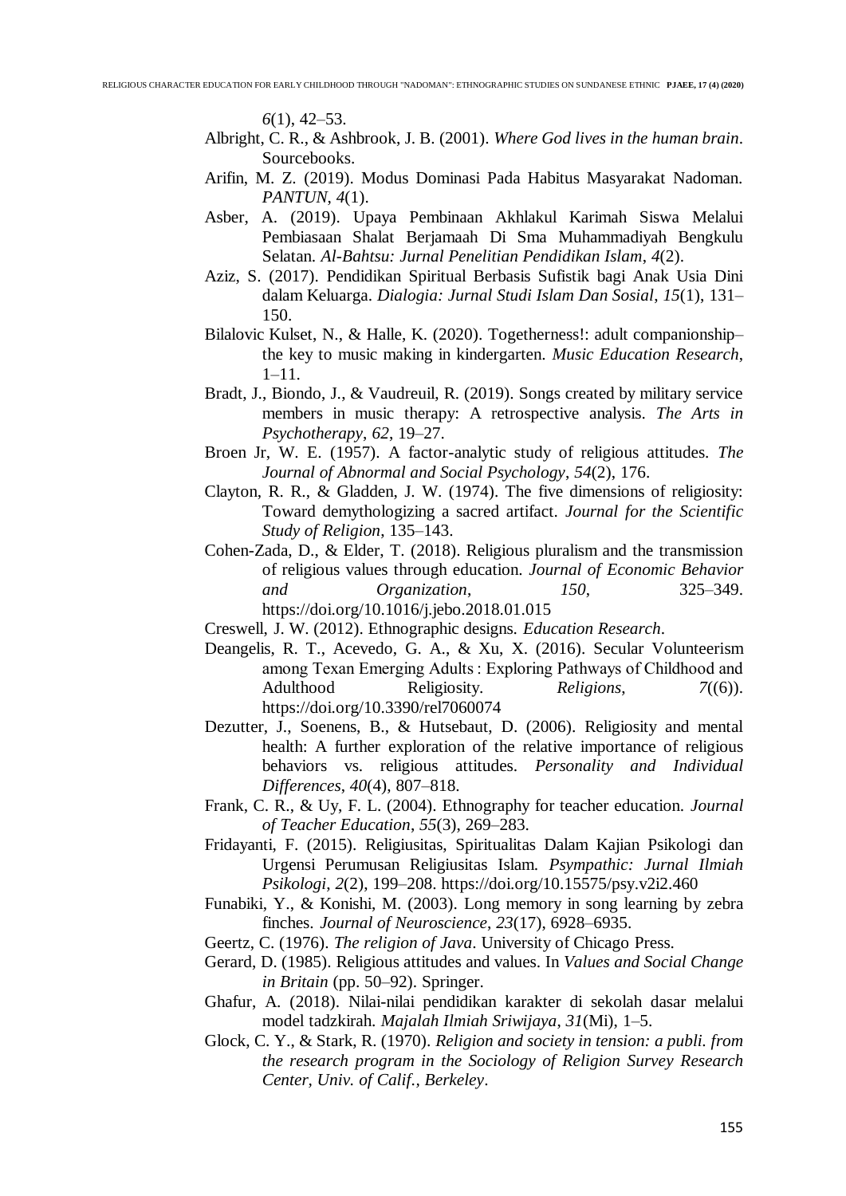*6*(1), 42–53.

Albright, C. R., & Ashbrook, J. B. (2001). *Where God lives in the human brain*. Sourcebooks.

Arifin, M. Z. (2019). Modus Dominasi Pada Habitus Masyarakat Nadoman. *PANTUN*, *4*(1).

Asber, A. (2019). Upaya Pembinaan Akhlakul Karimah Siswa Melalui Pembiasaan Shalat Berjamaah Di Sma Muhammadiyah Bengkulu Selatan. *Al-Bahtsu: Jurnal Penelitian Pendidikan Islam*, *4*(2).

Aziz, S. (2017). Pendidikan Spiritual Berbasis Sufistik bagi Anak Usia Dini dalam Keluarga. *Dialogia: Jurnal Studi Islam Dan Sosial*, *15*(1), 131–150.

Bilalovic Kulset, N., & Halle, K. (2020). Togetherness!: adult companionship–the key to music making in kindergarten. *Music Education Research*, 1–11.

Bradt, J., Biondo, J., & Vaudreuil, R. (2019). Songs created by military service members in music therapy: A retrospective analysis. *The Arts in Psychotherapy*, *62*, 19–27.

Broen Jr, W. E. (1957). A factor-analytic study of religious attitudes. *The Journal of Abnormal and Social Psychology*, *54*(2), 176.

Clayton, R. R., & Gladden, J. W. (1974). The five dimensions of religiosity: Toward demythologizing a sacred artifact. *Journal for the Scientific Study of Religion*, 135–143.

Cohen-Zada, D., & Elder, T. (2018). Religious pluralism and the transmission of religious values through education. *Journal of Economic Behavior and Organization*, *150*, 325–349. https://doi.org/10.1016/j.jebo.2018.01.015

Creswell, J. W. (2012). Ethnographic designs. *Education Research*.

Deangelis, R. T., Acevedo, G. A., & Xu, X. (2016). Secular Volunteerism among Texan Emerging Adults : Exploring Pathways of Childhood and Adulthood Religiosity. *Religions*, *7*((6)). https://doi.org/10.3390/rel7060074

Dezutter, J., Soenens, B., & Hutsebaut, D. (2006). Religiosity and mental health: A further exploration of the relative importance of religious behaviors vs. religious attitudes. *Personality and Individual Differences*, *40*(4), 807–818.

Frank, C. R., & Uy, F. L. (2004). Ethnography for teacher education. *Journal of Teacher Education*, *55*(3), 269–283.

Fridayanti, F. (2015). Religiusitas, Spiritualitas Dalam Kajian Psikologi dan Urgensi Perumusan Religiusitas Islam. *Psympathic: Jurnal Ilmiah Psikologi*, *2*(2), 199–208. https://doi.org/10.15575/psy.v2i2.460

Funabiki, Y., & Konishi, M. (2003). Long memory in song learning by zebra finches. *Journal of Neuroscience*, *23*(17), 6928–6935.

Geertz, C. (1976). *The religion of Java*. University of Chicago Press.

Gerard, D. (1985). Religious attitudes and values. In *Values and Social Change in Britain* (pp. 50–92). Springer.

Ghafur, A. (2018). Nilai-nilai pendidikan karakter di sekolah dasar melalui model tadzkirah. *Majalah Ilmiah Sriwijaya*, *31*(Mi), 1–5.

Glock, C. Y., & Stark, R. (1970). *Religion and society in tension: a publi. from the research program in the Sociology of Religion Survey Research Center, Univ. of Calif., Berkeley*.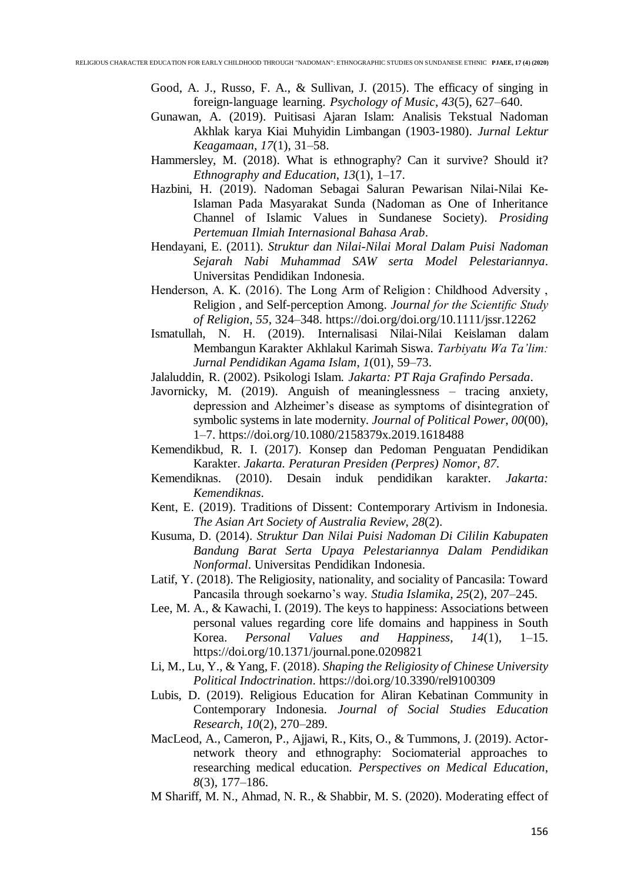Good, A. J., Russo, F. A., & Sullivan, J. (2015). The efficacy of singing in foreign-language learning. *Psychology of Music*, *43*(5), 627–640.

Gunawan, A. (2019). Puitisasi Ajaran Islam: Analisis Tekstual Nadoman Akhlak karya Kiai Muhyidin Limbangan (1903-1980). *Jurnal Lektur Keagamaan*, *17*(1), 31–58.

Hammersley, M. (2018). What is ethnography? Can it survive? Should it? *Ethnography and Education*, *13*(1), 1–17.

Hazbini, H. (2019). Nadoman Sebagai Saluran Pewarisan Nilai-Nilai Ke-Islaman Pada Masyarakat Sunda (Nadoman as One of Inheritance Channel of Islamic Values in Sundanese Society). *Prosiding Pertemuan Ilmiah Internasional Bahasa Arab*.

Hendayani, E. (2011). *Struktur dan Nilai-Nilai Moral Dalam Puisi Nadoman Sejarah Nabi Muhammad SAW serta Model Pelestariannya*. Universitas Pendidikan Indonesia.

Henderson, A. K. (2016). The Long Arm of Religion : Childhood Adversity , Religion , and Self-perception Among. *Journal for the Scientific Study of Religion*, *55*, 324–348. https://doi.org/doi.org/10.1111/jssr.12262

Ismatullah, N. H. (2019). Internalisasi Nilai-Nilai Keislaman dalam Membangun Karakter Akhlakul Karimah Siswa. *Tarbiyatu Wa Ta'lim: Jurnal Pendidikan Agama Islam*, *1*(01), 59–73.

Jalaluddin, R. (2002). Psikologi Islam. *Jakarta: PT Raja Grafindo Persada*.

Javornicky, M. (2019). Anguish of meaninglessness – tracing anxiety, depression and Alzheimer's disease as symptoms of disintegration of symbolic systems in late modernity. *Journal of Political Power*, *00*(00), 1–7. https://doi.org/10.1080/2158379x.2019.1618488

Kemendikbud, R. I. (2017). Konsep dan Pedoman Penguatan Pendidikan Karakter. *Jakarta. Peraturan Presiden (Perpres) Nomor*, *87*.

Kemendiknas. (2010). Desain induk pendidikan karakter. *Jakarta: Kemendiknas*.

Kent, E. (2019). Traditions of Dissent: Contemporary Artivism in Indonesia. *The Asian Art Society of Australia Review*, *28*(2).

Kusuma, D. (2014). *Struktur Dan Nilai Puisi Nadoman Di Cililin Kabupaten Bandung Barat Serta Upaya Pelestariannya Dalam Pendidikan Nonformal*. Universitas Pendidikan Indonesia.

Latif, Y. (2018). The Religiosity, nationality, and sociality of Pancasila: Toward Pancasila through soekarno's way. *Studia Islamika*, *25*(2), 207–245.

Lee, M. A., & Kawachi, I. (2019). The keys to happiness: Associations between personal values regarding core life domains and happiness in South Korea. *Personal Values and Happiness*, *14*(1), 1–15. https://doi.org/10.1371/journal.pone.0209821

Li, M., Lu, Y., & Yang, F. (2018). *Shaping the Religiosity of Chinese University Political Indoctrination*. https://doi.org/10.3390/rel9100309

Lubis, D. (2019). Religious Education for Aliran Kebatinan Community in Contemporary Indonesia. *Journal of Social Studies Education Research*, *10*(2), 270–289.

MacLeod, A., Cameron, P., Ajjawi, R., Kits, O., & Tummons, J. (2019). Actor-network theory and ethnography: Sociomaterial approaches to researching medical education. *Perspectives on Medical Education*, *8*(3), 177–186.

M Shariff, M. N., Ahmad, N. R., & Shabbir, M. S. (2020). Moderating effect of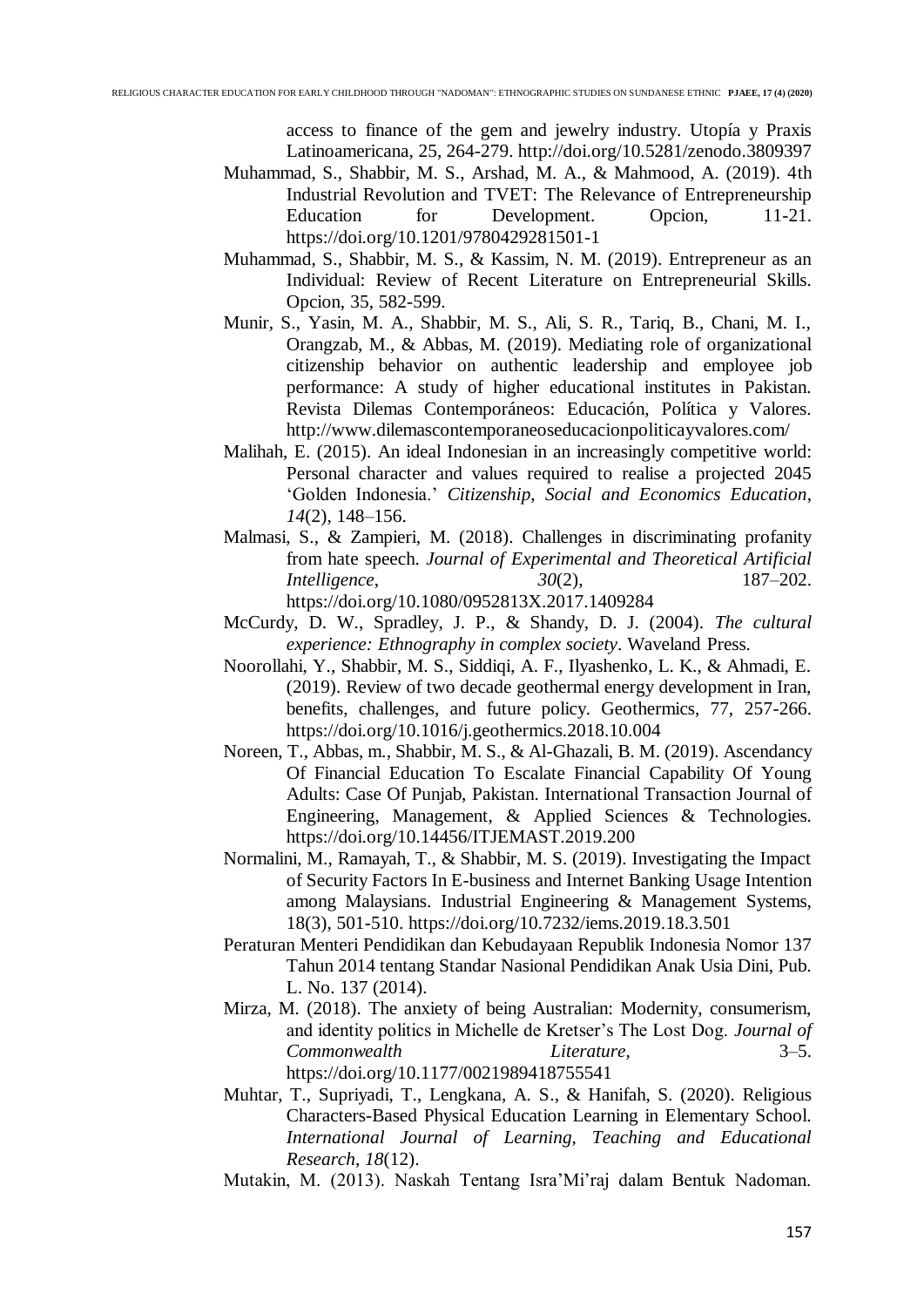access to finance of the gem and jewelry industry. Utopía y Praxis Latinoamericana, 25, 264-279. http://doi.org/10.5281/zenodo.3809397

Muhammad, S., Shabbir, M. S., Arshad, M. A., & Mahmood, A. (2019). 4th Industrial Revolution and TVET: The Relevance of Entrepreneurship Education for Development. Opcion, 11-21. https://doi.org/10.1201/9780429281501-1

Muhammad, S., Shabbir, M. S., & Kassim, N. M. (2019). Entrepreneur as an Individual: Review of Recent Literature on Entrepreneurial Skills. Opcion, 35, 582-599.

Munir, S., Yasin, M. A., Shabbir, M. S., Ali, S. R., Tariq, B., Chani, M. I., Orangzab, M., & Abbas, M. (2019). Mediating role of organizational citizenship behavior on authentic leadership and employee job performance: A study of higher educational institutes in Pakistan. Revista Dilemas Contemporáneos: Educación, Política y Valores. http://www.dilemascontemporaneoseducacionpoliticayvalores.com/

Malihah, E. (2015). An ideal Indonesian in an increasingly competitive world: Personal character and values required to realise a projected 2045 'Golden Indonesia.' *Citizenship, Social and Economics Education*, *14*(2), 148–156.

Malmasi, S., & Zampieri, M. (2018). Challenges in discriminating profanity from hate speech. *Journal of Experimental and Theoretical Artificial Intelligence*, *30*(2), 187–202. https://doi.org/10.1080/0952813X.2017.1409284

McCurdy, D. W., Spradley, J. P., & Shandy, D. J. (2004). *The cultural experience: Ethnography in complex society*. Waveland Press.

Noorollahi, Y., Shabbir, M. S., Siddiqi, A. F., Ilyashenko, L. K., & Ahmadi, E. (2019). Review of two decade geothermal energy development in Iran, benefits, challenges, and future policy. Geothermics, 77, 257-266. https://doi.org/10.1016/j.geothermics.2018.10.004

Noreen, T., Abbas, m., Shabbir, M. S., & Al-Ghazali, B. M. (2019). Ascendancy Of Financial Education To Escalate Financial Capability Of Young Adults: Case Of Punjab, Pakistan. International Transaction Journal of Engineering, Management, & Applied Sciences & Technologies. https://doi.org/10.14456/ITJEMAST.2019.200

Normalini, M., Ramayah, T., & Shabbir, M. S. (2019). Investigating the Impact of Security Factors In E-business and Internet Banking Usage Intention among Malaysians. Industrial Engineering & Management Systems, 18(3), 501-510. https://doi.org/10.7232/iems.2019.18.3.501

Peraturan Menteri Pendidikan dan Kebudayaan Republik Indonesia Nomor 137 Tahun 2014 tentang Standar Nasional Pendidikan Anak Usia Dini, Pub. L. No. 137 (2014).

Mirza, M. (2018). The anxiety of being Australian: Modernity, consumerism, and identity politics in Michelle de Kretser's The Lost Dog. *Journal of Commonwealth Literature*, 3–5. https://doi.org/10.1177/0021989418755541

Muhtar, T., Supriyadi, T., Lengkana, A. S., & Hanifah, S. (2020). Religious Characters-Based Physical Education Learning in Elementary School. *International Journal of Learning, Teaching and Educational Research*, *18*(12).

Mutakin, M. (2013). Naskah Tentang Isra'Mi'raj dalam Bentuk Nadoman.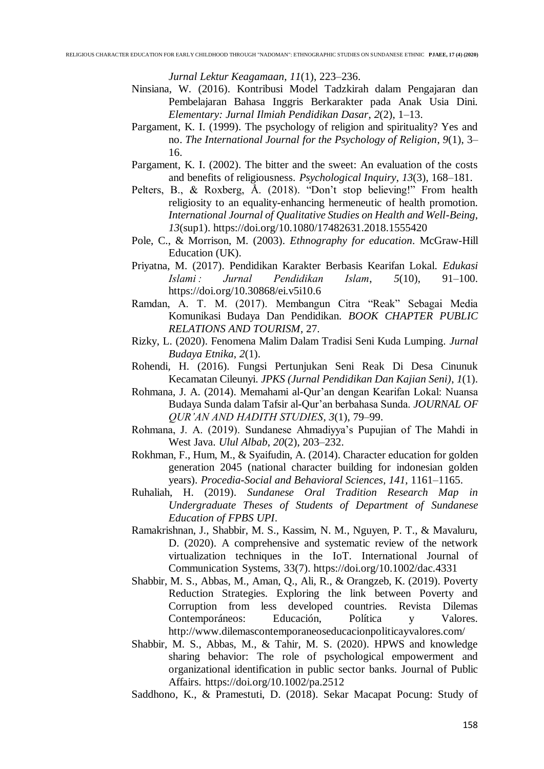*Jurnal Lektur Keagamaan*, *11*(1), 223–236.

Ninsiana, W. (2016). Kontribusi Model Tadzkirah dalam Pengajaran dan Pembelajaran Bahasa Inggris Berkarakter pada Anak Usia Dini. *Elementary: Jurnal Ilmiah Pendidikan Dasar*, *2*(2), 1–13.

Pargament, K. I. (1999). The psychology of religion and spirituality? Yes and no. *The International Journal for the Psychology of Religion*, *9*(1), 3–16.

Pargament, K. I. (2002). The bitter and the sweet: An evaluation of the costs and benefits of religiousness. *Psychological Inquiry*, *13*(3), 168–181.

Pelters, B., & Roxberg, Å. (2018). "Don't stop believing!" From health religiosity to an equality-enhancing hermeneutic of health promotion. *International Journal of Qualitative Studies on Health and Well-Being*, *13*(sup1). https://doi.org/10.1080/17482631.2018.1555420

Pole, C., & Morrison, M. (2003). *Ethnography for education*. McGraw-Hill Education (UK).

Priyatna, M. (2017). Pendidikan Karakter Berbasis Kearifan Lokal. *Edukasi Islami : Jurnal Pendidikan Islam*, *5*(10), 91–100. https://doi.org/10.30868/ei.v5i10.6

Ramdan, A. T. M. (2017). Membangun Citra "Reak" Sebagai Media Komunikasi Budaya Dan Pendidikan. *BOOK CHAPTER PUBLIC RELATIONS AND TOURISM*, 27.

Rizky, L. (2020). Fenomena Malim Dalam Tradisi Seni Kuda Lumping. *Jurnal Budaya Etnika*, *2*(1).

Rohendi, H. (2016). Fungsi Pertunjukan Seni Reak Di Desa Cinunuk Kecamatan Cileunyi. *JPKS (Jurnal Pendidikan Dan Kajian Seni)*, *1*(1).

Rohmana, J. A. (2014). Memahami al-Qur'an dengan Kearifan Lokal: Nuansa Budaya Sunda dalam Tafsir al-Qur'an berbahasa Sunda. *JOURNAL OF QUR'AN AND HADITH STUDIES*, *3*(1), 79–99.

Rohmana, J. A. (2019). Sundanese Ahmadiyya's Pupujian of The Mahdi in West Java. *Ulul Albab*, *20*(2), 203–232.

Rokhman, F., Hum, M., & Syaifudin, A. (2014). Character education for golden generation 2045 (national character building for indonesian golden years). *Procedia-Social and Behavioral Sciences*, *141*, 1161–1165.

Ruhaliah, H. (2019). *Sundanese Oral Tradition Research Map in Undergraduate Theses of Students of Department of Sundanese Education of FPBS UPI*.

Ramakrishnan, J., Shabbir, M. S., Kassim, N. M., Nguyen, P. T., & Mavaluru, D. (2020). A comprehensive and systematic review of the network virtualization techniques in the IoT. International Journal of Communication Systems, 33(7). https://doi.org/10.1002/dac.4331

Shabbir, M. S., Abbas, M., Aman, Q., Ali, R., & Orangzeb, K. (2019). Poverty Reduction Strategies. Exploring the link between Poverty and Corruption from less developed countries. Revista Dilemas Contemporáneos: Educación, Política y Valores. http://www.dilemascontemporaneoseducacionpoliticayvalores.com/

Shabbir, M. S., Abbas, M., & Tahir, M. S. (2020). HPWS and knowledge sharing behavior: The role of psychological empowerment and organizational identification in public sector banks. Journal of Public Affairs. https://doi.org/10.1002/pa.2512

Saddhono, K., & Pramestuti, D. (2018). Sekar Macapat Pocung: Study of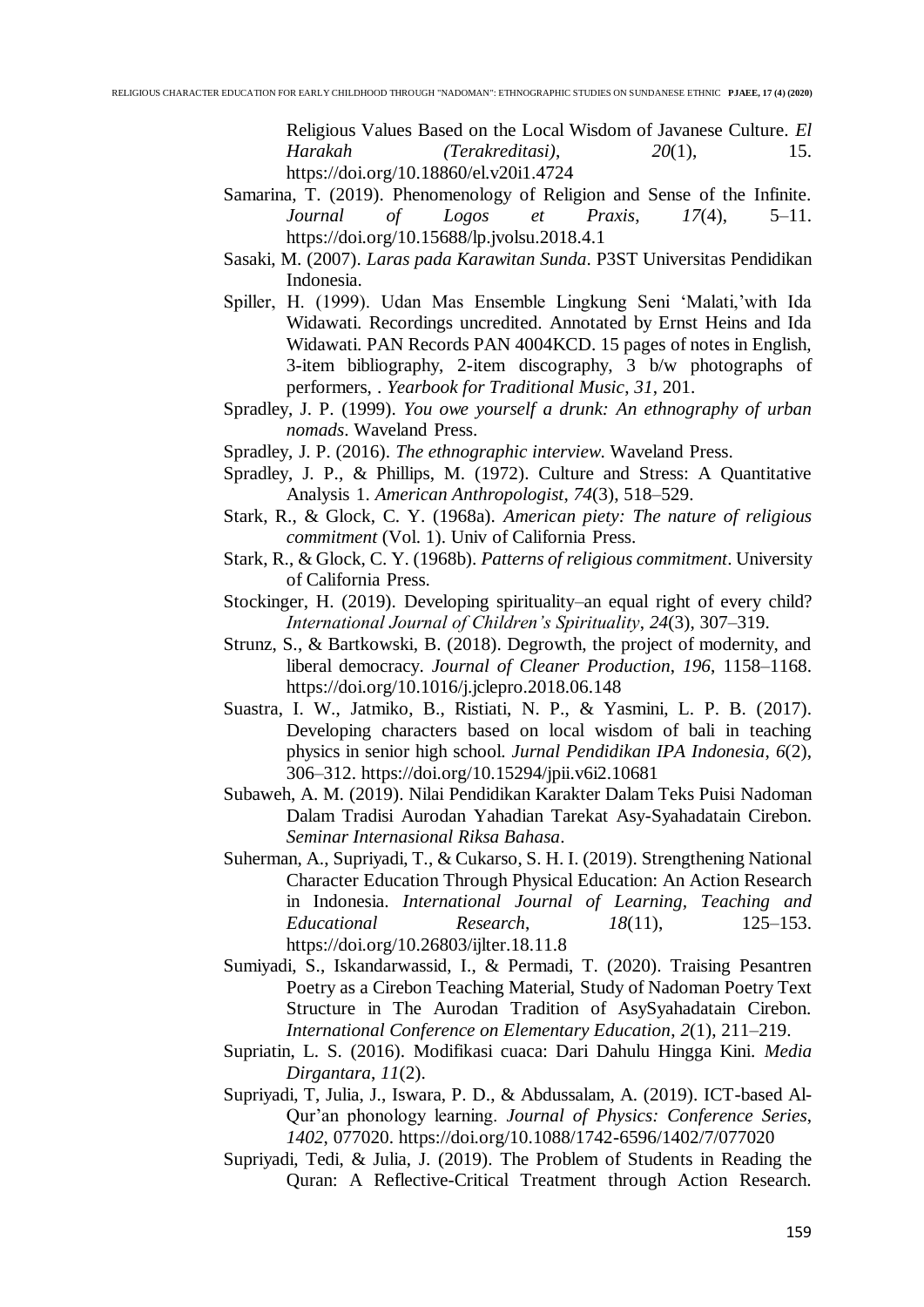Religious Values Based on the Local Wisdom of Javanese Culture. *El Harakah (Terakreditasi)*, *20*(1), 15. https://doi.org/10.18860/el.v20i1.4724

Samarina, T. (2019). Phenomenology of Religion and Sense of the Infinite. *Journal of Logos et Praxis*, *17*(4), 5–11. https://doi.org/10.15688/lp.jvolsu.2018.4.1

Sasaki, M. (2007). *Laras pada Karawitan Sunda*. P3ST Universitas Pendidikan Indonesia.

Spiller, H. (1999). Udan Mas Ensemble Lingkung Seni 'Malati,'with Ida Widawati. Recordings uncredited. Annotated by Ernst Heins and Ida Widawati. PAN Records PAN 4004KCD. 15 pages of notes in English, 3-item bibliography, 2-item discography, 3 b/w photographs of performers, . *Yearbook for Traditional Music*, *31*, 201.

Spradley, J. P. (1999). *You owe yourself a drunk: An ethnography of urban nomads*. Waveland Press.

Spradley, J. P. (2016). *The ethnographic interview*. Waveland Press.

Spradley, J. P., & Phillips, M. (1972). Culture and Stress: A Quantitative Analysis 1. *American Anthropologist*, *74*(3), 518–529.

Stark, R., & Glock, C. Y. (1968a). *American piety: The nature of religious commitment* (Vol. 1). Univ of California Press.

Stark, R., & Glock, C. Y. (1968b). *Patterns of religious commitment*. University of California Press.

Stockinger, H. (2019). Developing spirituality–an equal right of every child? *International Journal of Children's Spirituality*, *24*(3), 307–319.

Strunz, S., & Bartkowski, B. (2018). Degrowth, the project of modernity, and liberal democracy. *Journal of Cleaner Production*, *196*, 1158–1168. https://doi.org/10.1016/j.jclepro.2018.06.148

Suastra, I. W., Jatmiko, B., Ristiati, N. P., & Yasmini, L. P. B. (2017). Developing characters based on local wisdom of bali in teaching physics in senior high school. *Jurnal Pendidikan IPA Indonesia*, *6*(2), 306–312. https://doi.org/10.15294/jpii.v6i2.10681

Subaweh, A. M. (2019). Nilai Pendidikan Karakter Dalam Teks Puisi Nadoman Dalam Tradisi Aurodan Yahadian Tarekat Asy-Syahadatain Cirebon. *Seminar Internasional Riksa Bahasa*.

Suherman, A., Supriyadi, T., & Cukarso, S. H. I. (2019). Strengthening National Character Education Through Physical Education: An Action Research in Indonesia. *International Journal of Learning, Teaching and Educational Research*, *18*(11), 125–153. https://doi.org/10.26803/ijlter.18.11.8

Sumiyadi, S., Iskandarwassid, I., & Permadi, T. (2020). Traising Pesantren Poetry as a Cirebon Teaching Material, Study of Nadoman Poetry Text Structure in The Aurodan Tradition of AsySyahadatain Cirebon. *International Conference on Elementary Education*, *2*(1), 211–219.

Supriatin, L. S. (2016). Modifikasi cuaca: Dari Dahulu Hingga Kini. *Media Dirgantara*, *11*(2).

Supriyadi, T, Julia, J., Iswara, P. D., & Abdussalam, A. (2019). ICT-based Al-Qur'an phonology learning. *Journal of Physics: Conference Series*, *1402*, 077020. https://doi.org/10.1088/1742-6596/1402/7/077020

Supriyadi, Tedi, & Julia, J. (2019). The Problem of Students in Reading the Quran: A Reflective-Critical Treatment through Action Research.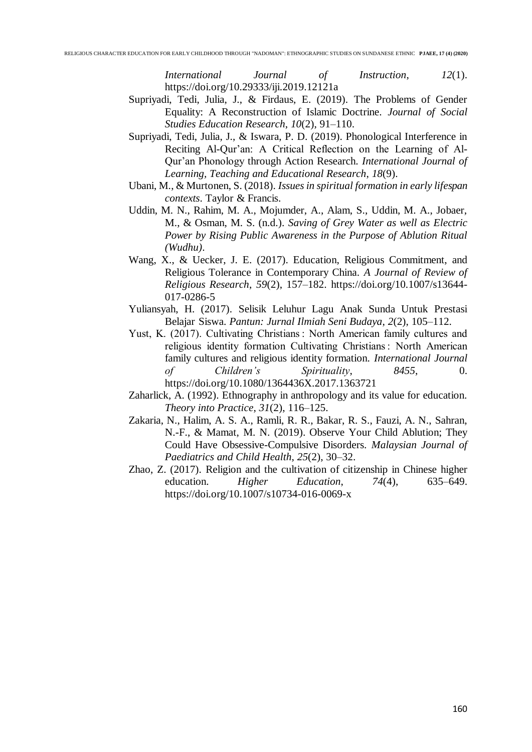*International Journal of Instruction*, *12*(1). https://doi.org/10.29333/iji.2019.12121a

Supriyadi, Tedi, Julia, J., & Firdaus, E. (2019). The Problems of Gender Equality: A Reconstruction of Islamic Doctrine. *Journal of Social Studies Education Research*, *10*(2), 91–110.

Supriyadi, Tedi, Julia, J., & Iswara, P. D. (2019). Phonological Interference in Reciting Al-Qur'an: A Critical Reflection on the Learning of Al-Qur'an Phonology through Action Research. *International Journal of Learning, Teaching and Educational Research*, *18*(9).

Ubani, M., & Murtonen, S. (2018). *Issues in spiritual formation in early lifespan contexts*. Taylor & Francis.

Uddin, M. N., Rahim, M. A., Mojumder, A., Alam, S., Uddin, M. A., Jobaer, M., & Osman, M. S. (n.d.). *Saving of Grey Water as well as Electric Power by Rising Public Awareness in the Purpose of Ablution Ritual (Wudhu)*.

Wang, X., & Uecker, J. E. (2017). Education, Religious Commitment, and Religious Tolerance in Contemporary China. *A Journal of Review of Religious Research*, *59*(2), 157–182. https://doi.org/10.1007/s13644-017-0286-5

Yuliansyah, H. (2017). Selisik Leluhur Lagu Anak Sunda Untuk Prestasi Belajar Siswa. *Pantun: Jurnal Ilmiah Seni Budaya*, *2*(2), 105–112.

Yust, K. (2017). Cultivating Christians : North American family cultures and religious identity formation Cultivating Christians : North American family cultures and religious identity formation. *International Journal of Children's Spirituality*, *8455*, 0. https://doi.org/10.1080/1364436X.2017.1363721

Zaharlick, A. (1992). Ethnography in anthropology and its value for education. *Theory into Practice*, *31*(2), 116–125.

Zakaria, N., Halim, A. S. A., Ramli, R. R., Bakar, R. S., Fauzi, A. N., Sahran, N.-F., & Mamat, M. N. (2019). Observe Your Child Ablution; They Could Have Obsessive-Compulsive Disorders. *Malaysian Journal of Paediatrics and Child Health*, *25*(2), 30–32.

Zhao, Z. (2017). Religion and the cultivation of citizenship in Chinese higher education. *Higher Education*, *74*(4), 635–649. https://doi.org/10.1007/s10734-016-0069-x